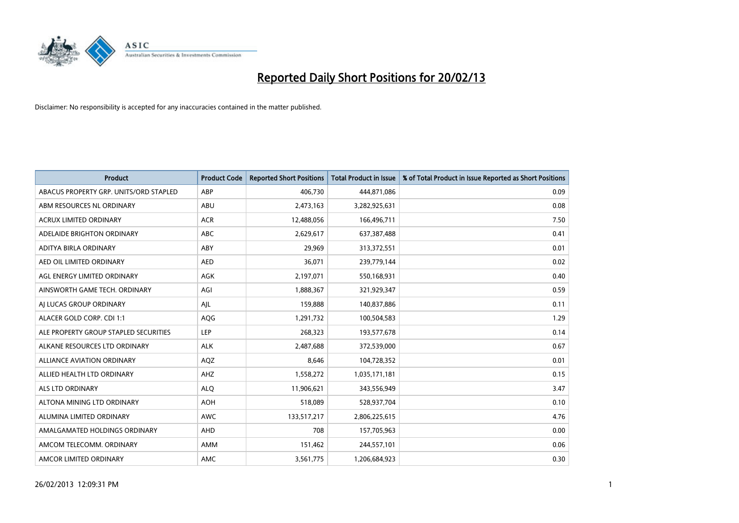# Reported Daily Short Positions for 20/02/13

Disclaimer: No responsibility is accepted for any inaccuracies contained in the matter published.

| Product | Product Code | Reported Short Positions | Total Product in Issue | % of Total Product in Issue Reported as Short Positions |
|---|---|---|---|---|
| ABACUS PROPERTY GRP. UNITS/ORD STAPLED | ABP | 406,730 | 444,871,086 | 0.09 |
| ABM RESOURCES NL ORDINARY | ABU | 2,473,163 | 3,282,925,631 | 0.08 |
| ACRUX LIMITED ORDINARY | ACR | 12,488,056 | 166,496,711 | 7.50 |
| ADELAIDE BRIGHTON ORDINARY | ABC | 2,629,617 | 637,387,488 | 0.41 |
| ADITYA BIRLA ORDINARY | ABY | 29,969 | 313,372,551 | 0.01 |
| AED OIL LIMITED ORDINARY | AED | 36,071 | 239,779,144 | 0.02 |
| AGL ENERGY LIMITED ORDINARY | AGK | 2,197,071 | 550,168,931 | 0.40 |
| AINSWORTH GAME TECH. ORDINARY | AGI | 1,888,367 | 321,929,347 | 0.59 |
| AJ LUCAS GROUP ORDINARY | AJL | 159,888 | 140,837,886 | 0.11 |
| ALACER GOLD CORP. CDI 1:1 | AQG | 1,291,732 | 100,504,583 | 1.29 |
| ALE PROPERTY GROUP STAPLED SECURITIES | LEP | 268,323 | 193,577,678 | 0.14 |
| ALKANE RESOURCES LTD ORDINARY | ALK | 2,487,688 | 372,539,000 | 0.67 |
| ALLIANCE AVIATION ORDINARY | AQZ | 8,646 | 104,728,352 | 0.01 |
| ALLIED HEALTH LTD ORDINARY | AHZ | 1,558,272 | 1,035,171,181 | 0.15 |
| ALS LTD ORDINARY | ALQ | 11,906,621 | 343,556,949 | 3.47 |
| ALTONA MINING LTD ORDINARY | AOH | 518,089 | 528,937,704 | 0.10 |
| ALUMINA LIMITED ORDINARY | AWC | 133,517,217 | 2,806,225,615 | 4.76 |
| AMALGAMATED HOLDINGS ORDINARY | AHD | 708 | 157,705,963 | 0.00 |
| AMCOM TELECOMM. ORDINARY | AMM | 151,462 | 244,557,101 | 0.06 |
| AMCOR LIMITED ORDINARY | AMC | 3,561,775 | 1,206,684,923 | 0.30 |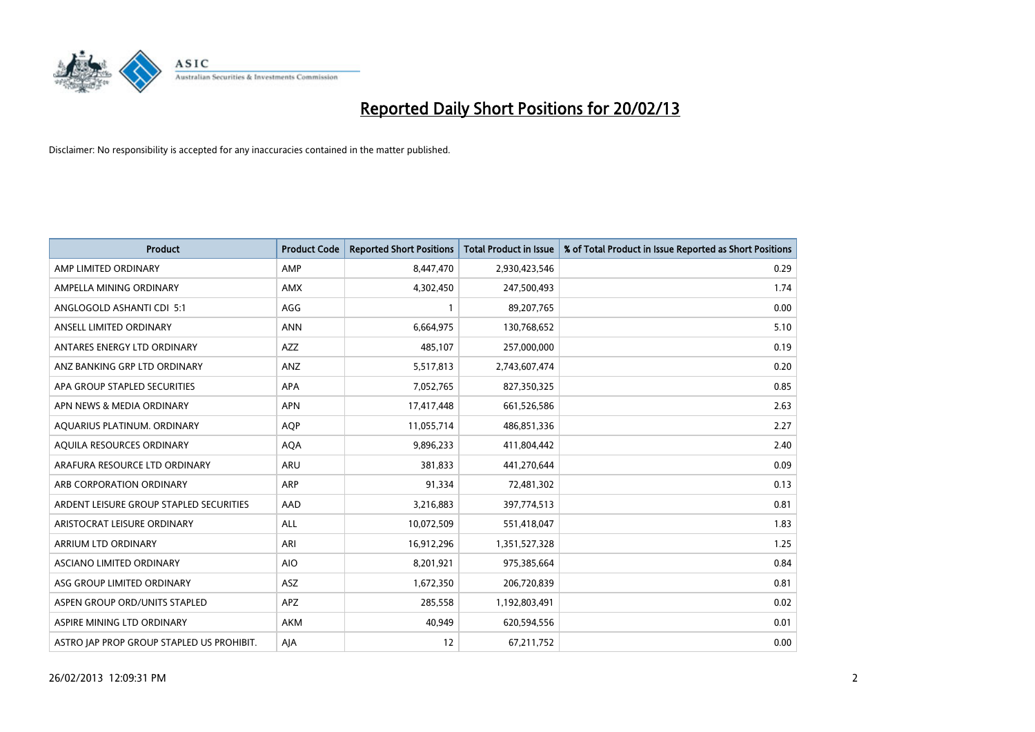# Reported Daily Short Positions for 20/02/13

Disclaimer: No responsibility is accepted for any inaccuracies contained in the matter published.

| Product | Product Code | Reported Short Positions | Total Product in Issue | % of Total Product in Issue Reported as Short Positions |
|---|---|---|---|---|
| AMP LIMITED ORDINARY | AMP | 8,447,470 | 2,930,423,546 | 0.29 |
| AMPELLA MINING ORDINARY | AMX | 4,302,450 | 247,500,493 | 1.74 |
| ANGLOGOLD ASHANTI CDI 5:1 | AGG | 1 | 89,207,765 | 0.00 |
| ANSELL LIMITED ORDINARY | ANN | 6,664,975 | 130,768,652 | 5.10 |
| ANTARES ENERGY LTD ORDINARY | AZZ | 485,107 | 257,000,000 | 0.19 |
| ANZ BANKING GRP LTD ORDINARY | ANZ | 5,517,813 | 2,743,607,474 | 0.20 |
| APA GROUP STAPLED SECURITIES | APA | 7,052,765 | 827,350,325 | 0.85 |
| APN NEWS & MEDIA ORDINARY | APN | 17,417,448 | 661,526,586 | 2.63 |
| AQUARIUS PLATINUM. ORDINARY | AQP | 11,055,714 | 486,851,336 | 2.27 |
| AQUILA RESOURCES ORDINARY | AQA | 9,896,233 | 411,804,442 | 2.40 |
| ARAFURA RESOURCE LTD ORDINARY | ARU | 381,833 | 441,270,644 | 0.09 |
| ARB CORPORATION ORDINARY | ARP | 91,334 | 72,481,302 | 0.13 |
| ARDENT LEISURE GROUP STAPLED SECURITIES | AAD | 3,216,883 | 397,774,513 | 0.81 |
| ARISTOCRAT LEISURE ORDINARY | ALL | 10,072,509 | 551,418,047 | 1.83 |
| ARRIUM LTD ORDINARY | ARI | 16,912,296 | 1,351,527,328 | 1.25 |
| ASCIANO LIMITED ORDINARY | AIO | 8,201,921 | 975,385,664 | 0.84 |
| ASG GROUP LIMITED ORDINARY | ASZ | 1,672,350 | 206,720,839 | 0.81 |
| ASPEN GROUP ORD/UNITS STAPLED | APZ | 285,558 | 1,192,803,491 | 0.02 |
| ASPIRE MINING LTD ORDINARY | AKM | 40,949 | 620,594,556 | 0.01 |
| ASTRO JAP PROP GROUP STAPLED US PROHIBIT. | AJA | 12 | 67,211,752 | 0.00 |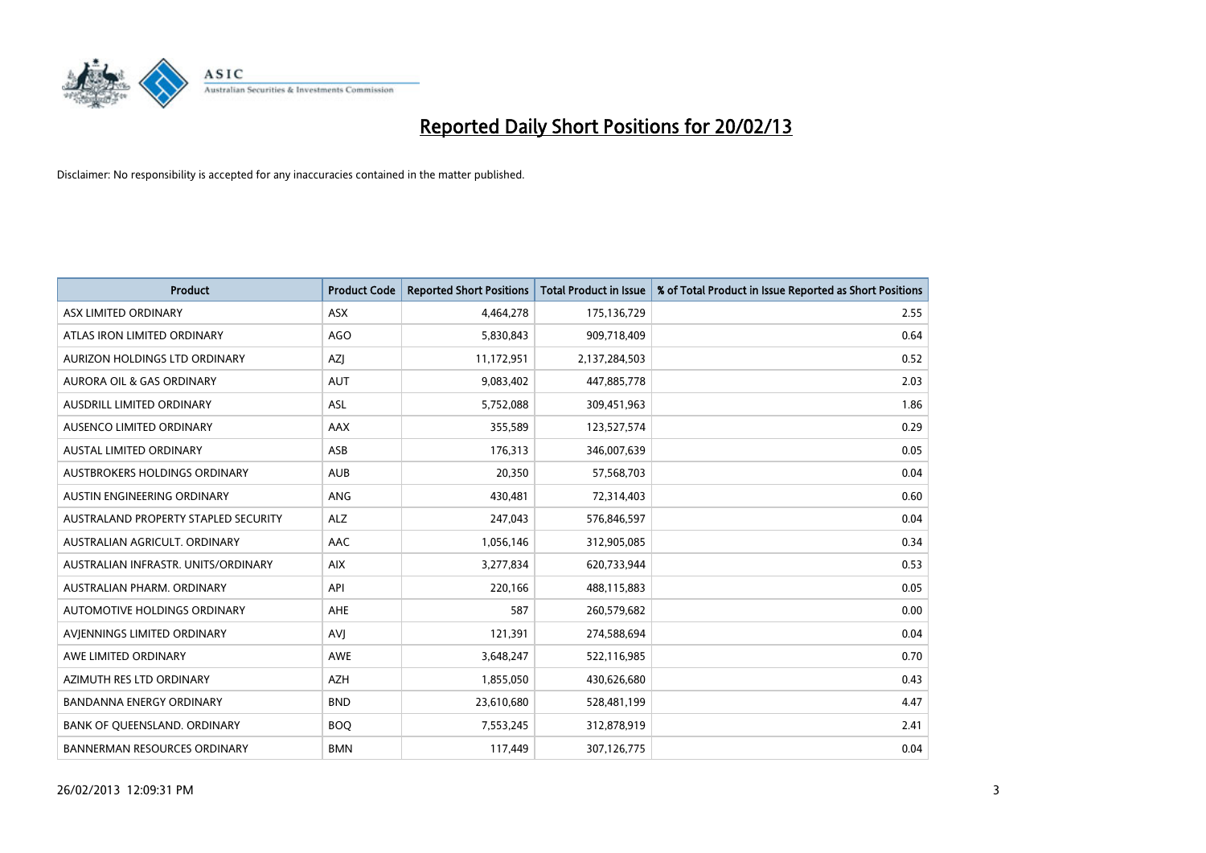# Reported Daily Short Positions for 20/02/13

Disclaimer: No responsibility is accepted for any inaccuracies contained in the matter published.

| Product | Product Code | Reported Short Positions | Total Product in Issue | % of Total Product in Issue Reported as Short Positions |
|---|---|---|---|---|
| ASX LIMITED ORDINARY | ASX | 4,464,278 | 175,136,729 | 2.55 |
| ATLAS IRON LIMITED ORDINARY | AGO | 5,830,843 | 909,718,409 | 0.64 |
| AURIZON HOLDINGS LTD ORDINARY | AZJ | 11,172,951 | 2,137,284,503 | 0.52 |
| AURORA OIL & GAS ORDINARY | AUT | 9,083,402 | 447,885,778 | 2.03 |
| AUSDRILL LIMITED ORDINARY | ASL | 5,752,088 | 309,451,963 | 1.86 |
| AUSENCO LIMITED ORDINARY | AAX | 355,589 | 123,527,574 | 0.29 |
| AUSTAL LIMITED ORDINARY | ASB | 176,313 | 346,007,639 | 0.05 |
| AUSTBROKERS HOLDINGS ORDINARY | AUB | 20,350 | 57,568,703 | 0.04 |
| AUSTIN ENGINEERING ORDINARY | ANG | 430,481 | 72,314,403 | 0.60 |
| AUSTRALAND PROPERTY STAPLED SECURITY | ALZ | 247,043 | 576,846,597 | 0.04 |
| AUSTRALIAN AGRICULT. ORDINARY | AAC | 1,056,146 | 312,905,085 | 0.34 |
| AUSTRALIAN INFRASTR. UNITS/ORDINARY | AIX | 3,277,834 | 620,733,944 | 0.53 |
| AUSTRALIAN PHARM. ORDINARY | API | 220,166 | 488,115,883 | 0.05 |
| AUTOMOTIVE HOLDINGS ORDINARY | AHE | 587 | 260,579,682 | 0.00 |
| AVJENNINGS LIMITED ORDINARY | AVJ | 121,391 | 274,588,694 | 0.04 |
| AWE LIMITED ORDINARY | AWE | 3,648,247 | 522,116,985 | 0.70 |
| AZIMUTH RES LTD ORDINARY | AZH | 1,855,050 | 430,626,680 | 0.43 |
| BANDANNA ENERGY ORDINARY | BND | 23,610,680 | 528,481,199 | 4.47 |
| BANK OF QUEENSLAND. ORDINARY | BOQ | 7,553,245 | 312,878,919 | 2.41 |
| BANNERMAN RESOURCES ORDINARY | BMN | 117,449 | 307,126,775 | 0.04 |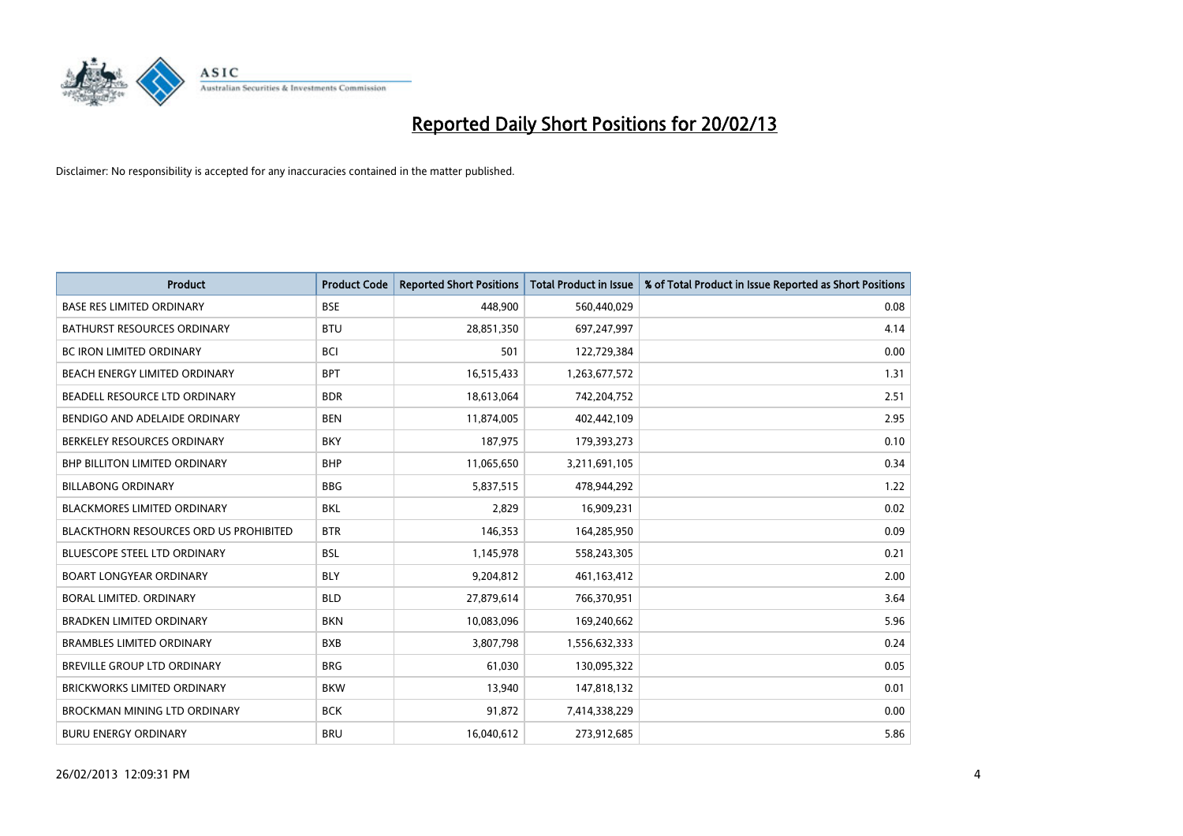# Reported Daily Short Positions for 20/02/13

Disclaimer: No responsibility is accepted for any inaccuracies contained in the matter published.

| Product | Product Code | Reported Short Positions | Total Product in Issue | % of Total Product in Issue Reported as Short Positions |
|---|---|---|---|---|
| BASE RES LIMITED ORDINARY | BSE | 448,900 | 560,440,029 | 0.08 |
| BATHURST RESOURCES ORDINARY | BTU | 28,851,350 | 697,247,997 | 4.14 |
| BC IRON LIMITED ORDINARY | BCI | 501 | 122,729,384 | 0.00 |
| BEACH ENERGY LIMITED ORDINARY | BPT | 16,515,433 | 1,263,677,572 | 1.31 |
| BEADELL RESOURCE LTD ORDINARY | BDR | 18,613,064 | 742,204,752 | 2.51 |
| BENDIGO AND ADELAIDE ORDINARY | BEN | 11,874,005 | 402,442,109 | 2.95 |
| BERKELEY RESOURCES ORDINARY | BKY | 187,975 | 179,393,273 | 0.10 |
| BHP BILLITON LIMITED ORDINARY | BHP | 11,065,650 | 3,211,691,105 | 0.34 |
| BILLABONG ORDINARY | BBG | 5,837,515 | 478,944,292 | 1.22 |
| BLACKMORES LIMITED ORDINARY | BKL | 2,829 | 16,909,231 | 0.02 |
| BLACKTHORN RESOURCES ORD US PROHIBITED | BTR | 146,353 | 164,285,950 | 0.09 |
| BLUESCOPE STEEL LTD ORDINARY | BSL | 1,145,978 | 558,243,305 | 0.21 |
| BOART LONGYEAR ORDINARY | BLY | 9,204,812 | 461,163,412 | 2.00 |
| BORAL LIMITED. ORDINARY | BLD | 27,879,614 | 766,370,951 | 3.64 |
| BRADKEN LIMITED ORDINARY | BKN | 10,083,096 | 169,240,662 | 5.96 |
| BRAMBLES LIMITED ORDINARY | BXB | 3,807,798 | 1,556,632,333 | 0.24 |
| BREVILLE GROUP LTD ORDINARY | BRG | 61,030 | 130,095,322 | 0.05 |
| BRICKWORKS LIMITED ORDINARY | BKW | 13,940 | 147,818,132 | 0.01 |
| BROCKMAN MINING LTD ORDINARY | BCK | 91,872 | 7,414,338,229 | 0.00 |
| BURU ENERGY ORDINARY | BRU | 16,040,612 | 273,912,685 | 5.86 |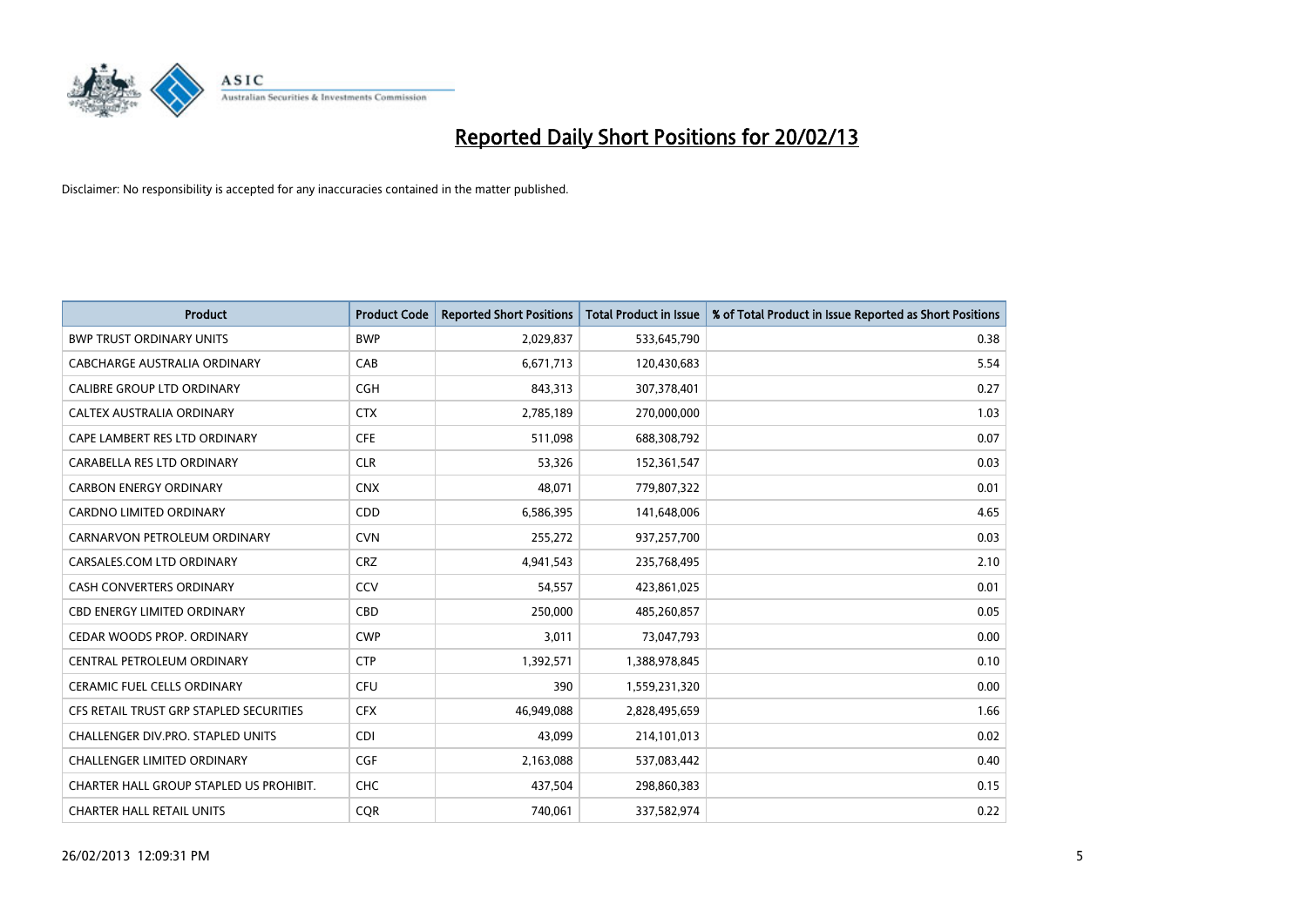# Reported Daily Short Positions for 20/02/13

Disclaimer: No responsibility is accepted for any inaccuracies contained in the matter published.

| Product | Product Code | Reported Short Positions | Total Product in Issue | % of Total Product in Issue Reported as Short Positions |
|---|---|---|---|---|
| BWP TRUST ORDINARY UNITS | BWP | 2,029,837 | 533,645,790 | 0.38 |
| CABCHARGE AUSTRALIA ORDINARY | CAB | 6,671,713 | 120,430,683 | 5.54 |
| CALIBRE GROUP LTD ORDINARY | CGH | 843,313 | 307,378,401 | 0.27 |
| CALTEX AUSTRALIA ORDINARY | CTX | 2,785,189 | 270,000,000 | 1.03 |
| CAPE LAMBERT RES LTD ORDINARY | CFE | 511,098 | 688,308,792 | 0.07 |
| CARABELLA RES LTD ORDINARY | CLR | 53,326 | 152,361,547 | 0.03 |
| CARBON ENERGY ORDINARY | CNX | 48,071 | 779,807,322 | 0.01 |
| CARDNO LIMITED ORDINARY | CDD | 6,586,395 | 141,648,006 | 4.65 |
| CARNARVON PETROLEUM ORDINARY | CVN | 255,272 | 937,257,700 | 0.03 |
| CARSALES.COM LTD ORDINARY | CRZ | 4,941,543 | 235,768,495 | 2.10 |
| CASH CONVERTERS ORDINARY | CCV | 54,557 | 423,861,025 | 0.01 |
| CBD ENERGY LIMITED ORDINARY | CBD | 250,000 | 485,260,857 | 0.05 |
| CEDAR WOODS PROP. ORDINARY | CWP | 3,011 | 73,047,793 | 0.00 |
| CENTRAL PETROLEUM ORDINARY | CTP | 1,392,571 | 1,388,978,845 | 0.10 |
| CERAMIC FUEL CELLS ORDINARY | CFU | 390 | 1,559,231,320 | 0.00 |
| CFS RETAIL TRUST GRP STAPLED SECURITIES | CFX | 46,949,088 | 2,828,495,659 | 1.66 |
| CHALLENGER DIV.PRO. STAPLED UNITS | CDI | 43,099 | 214,101,013 | 0.02 |
| CHALLENGER LIMITED ORDINARY | CGF | 2,163,088 | 537,083,442 | 0.40 |
| CHARTER HALL GROUP STAPLED US PROHIBIT. | CHC | 437,504 | 298,860,383 | 0.15 |
| CHARTER HALL RETAIL UNITS | CQR | 740,061 | 337,582,974 | 0.22 |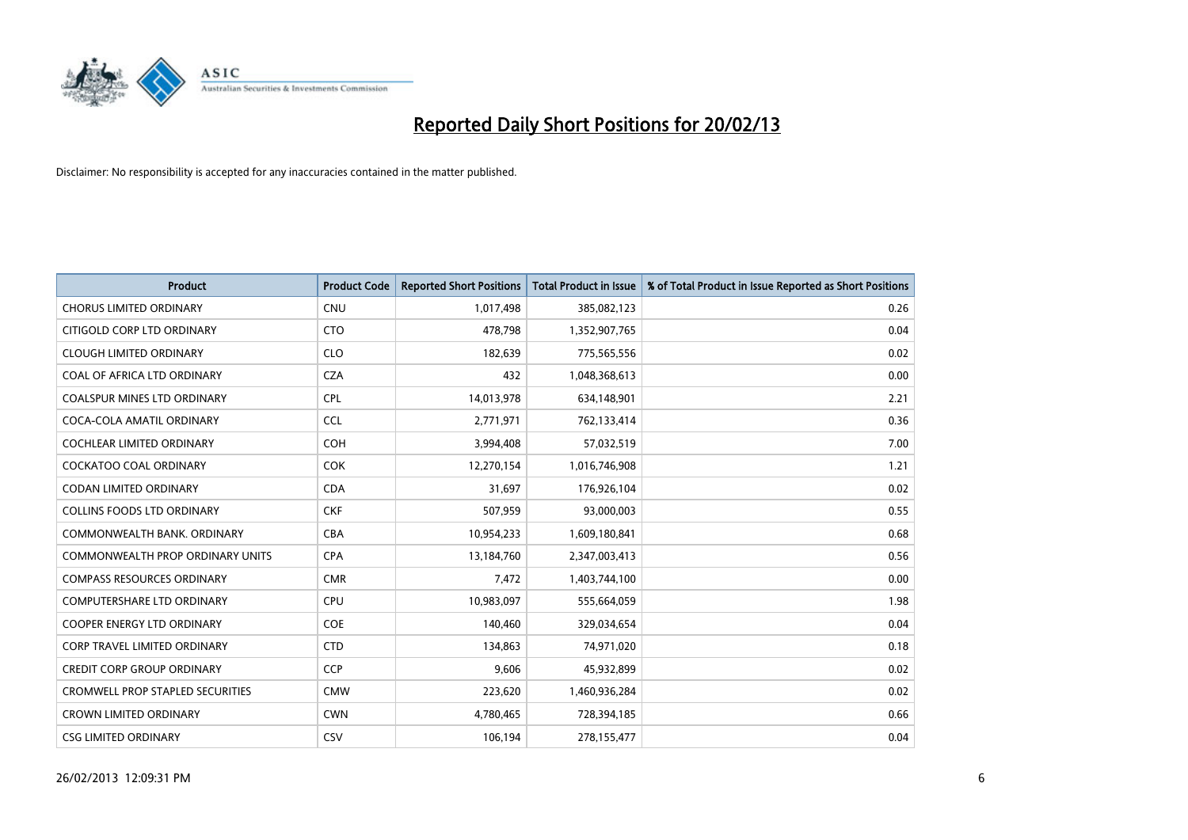# Reported Daily Short Positions for 20/02/13

Disclaimer: No responsibility is accepted for any inaccuracies contained in the matter published.

| Product | Product Code | Reported Short Positions | Total Product in Issue | % of Total Product in Issue Reported as Short Positions |
|---|---|---|---|---|
| CHORUS LIMITED ORDINARY | CNU | 1,017,498 | 385,082,123 | 0.26 |
| CITIGOLD CORP LTD ORDINARY | CTO | 478,798 | 1,352,907,765 | 0.04 |
| CLOUGH LIMITED ORDINARY | CLO | 182,639 | 775,565,556 | 0.02 |
| COAL OF AFRICA LTD ORDINARY | CZA | 432 | 1,048,368,613 | 0.00 |
| COALSPUR MINES LTD ORDINARY | CPL | 14,013,978 | 634,148,901 | 2.21 |
| COCA-COLA AMATIL ORDINARY | CCL | 2,771,971 | 762,133,414 | 0.36 |
| COCHLEAR LIMITED ORDINARY | COH | 3,994,408 | 57,032,519 | 7.00 |
| COCKATOO COAL ORDINARY | COK | 12,270,154 | 1,016,746,908 | 1.21 |
| CODAN LIMITED ORDINARY | CDA | 31,697 | 176,926,104 | 0.02 |
| COLLINS FOODS LTD ORDINARY | CKF | 507,959 | 93,000,003 | 0.55 |
| COMMONWEALTH BANK. ORDINARY | CBA | 10,954,233 | 1,609,180,841 | 0.68 |
| COMMONWEALTH PROP ORDINARY UNITS | CPA | 13,184,760 | 2,347,003,413 | 0.56 |
| COMPASS RESOURCES ORDINARY | CMR | 7,472 | 1,403,744,100 | 0.00 |
| COMPUTERSHARE LTD ORDINARY | CPU | 10,983,097 | 555,664,059 | 1.98 |
| COOPER ENERGY LTD ORDINARY | COE | 140,460 | 329,034,654 | 0.04 |
| CORP TRAVEL LIMITED ORDINARY | CTD | 134,863 | 74,971,020 | 0.18 |
| CREDIT CORP GROUP ORDINARY | CCP | 9,606 | 45,932,899 | 0.02 |
| CROMWELL PROP STAPLED SECURITIES | CMW | 223,620 | 1,460,936,284 | 0.02 |
| CROWN LIMITED ORDINARY | CWN | 4,780,465 | 728,394,185 | 0.66 |
| CSG LIMITED ORDINARY | CSV | 106,194 | 278,155,477 | 0.04 |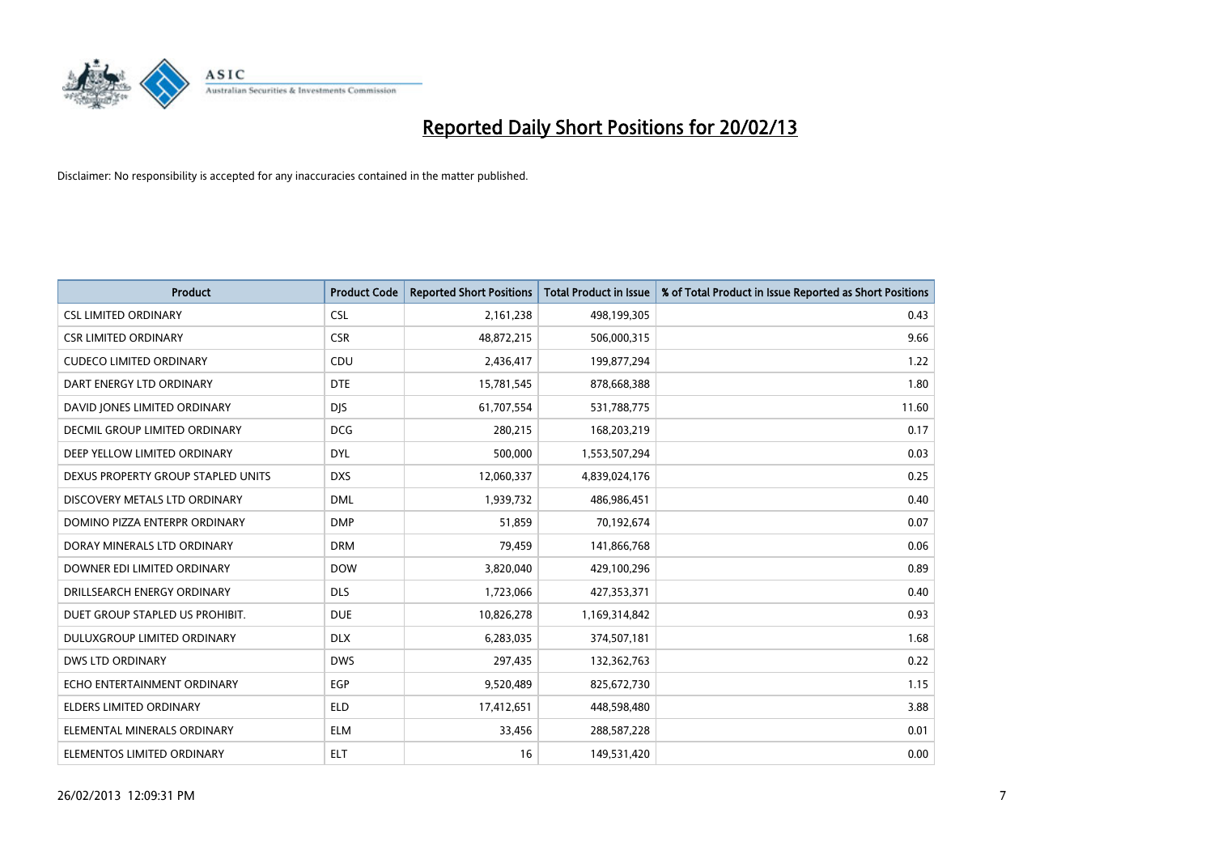# Reported Daily Short Positions for 20/02/13

Disclaimer: No responsibility is accepted for any inaccuracies contained in the matter published.

| Product | Product Code | Reported Short Positions | Total Product in Issue | % of Total Product in Issue Reported as Short Positions |
|---|---|---|---|---|
| CSL LIMITED ORDINARY | CSL | 2,161,238 | 498,199,305 | 0.43 |
| CSR LIMITED ORDINARY | CSR | 48,872,215 | 506,000,315 | 9.66 |
| CUDECO LIMITED ORDINARY | CDU | 2,436,417 | 199,877,294 | 1.22 |
| DART ENERGY LTD ORDINARY | DTE | 15,781,545 | 878,668,388 | 1.80 |
| DAVID JONES LIMITED ORDINARY | DJS | 61,707,554 | 531,788,775 | 11.60 |
| DECMIL GROUP LIMITED ORDINARY | DCG | 280,215 | 168,203,219 | 0.17 |
| DEEP YELLOW LIMITED ORDINARY | DYL | 500,000 | 1,553,507,294 | 0.03 |
| DEXUS PROPERTY GROUP STAPLED UNITS | DXS | 12,060,337 | 4,839,024,176 | 0.25 |
| DISCOVERY METALS LTD ORDINARY | DML | 1,939,732 | 486,986,451 | 0.40 |
| DOMINO PIZZA ENTERPR ORDINARY | DMP | 51,859 | 70,192,674 | 0.07 |
| DORAY MINERALS LTD ORDINARY | DRM | 79,459 | 141,866,768 | 0.06 |
| DOWNER EDI LIMITED ORDINARY | DOW | 3,820,040 | 429,100,296 | 0.89 |
| DRILLSEARCH ENERGY ORDINARY | DLS | 1,723,066 | 427,353,371 | 0.40 |
| DUET GROUP STAPLED US PROHIBIT. | DUE | 10,826,278 | 1,169,314,842 | 0.93 |
| DULUXGROUP LIMITED ORDINARY | DLX | 6,283,035 | 374,507,181 | 1.68 |
| DWS LTD ORDINARY | DWS | 297,435 | 132,362,763 | 0.22 |
| ECHO ENTERTAINMENT ORDINARY | EGP | 9,520,489 | 825,672,730 | 1.15 |
| ELDERS LIMITED ORDINARY | ELD | 17,412,651 | 448,598,480 | 3.88 |
| ELEMENTAL MINERALS ORDINARY | ELM | 33,456 | 288,587,228 | 0.01 |
| ELEMENTOS LIMITED ORDINARY | ELT | 16 | 149,531,420 | 0.00 |

26/02/2013 12:09:31 PM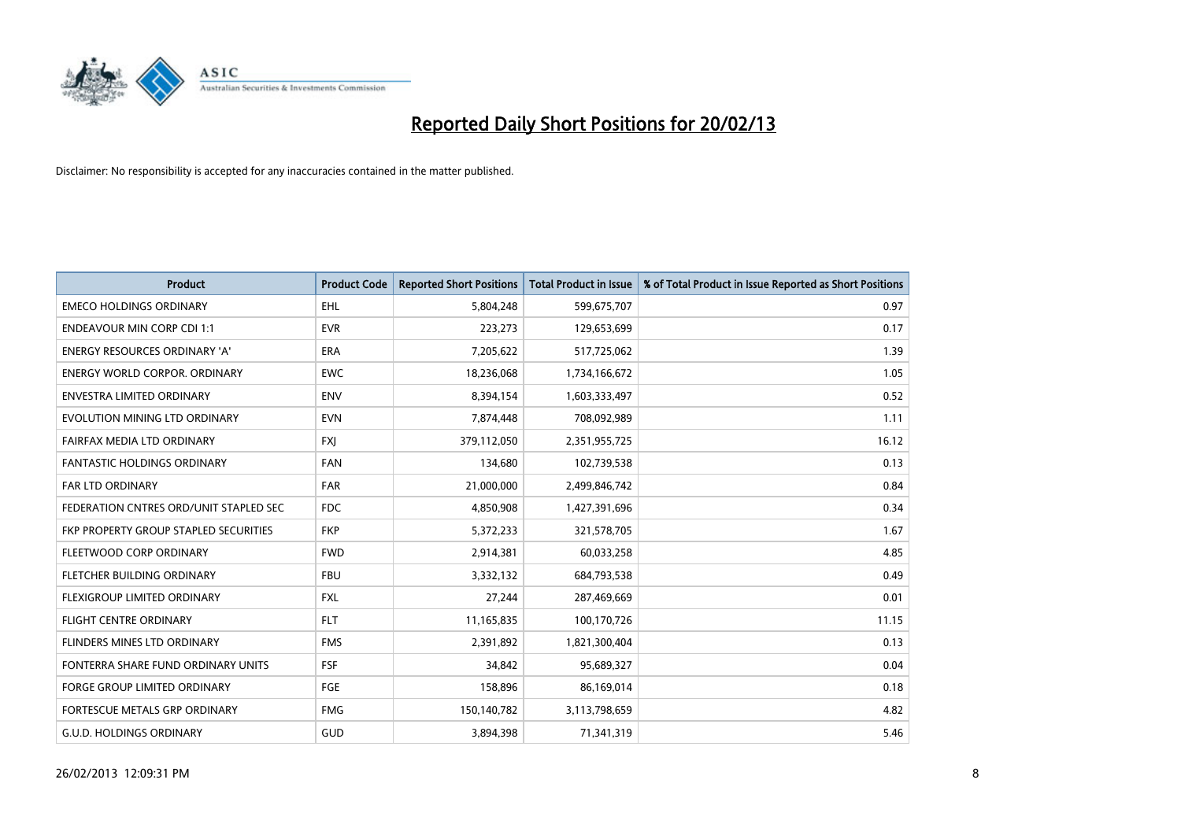# Reported Daily Short Positions for 20/02/13

Disclaimer: No responsibility is accepted for any inaccuracies contained in the matter published.

| Product | Product Code | Reported Short Positions | Total Product in Issue | % of Total Product in Issue Reported as Short Positions |
|---|---|---|---|---|
| EMECO HOLDINGS ORDINARY | EHL | 5,804,248 | 599,675,707 | 0.97 |
| ENDEAVOUR MIN CORP CDI 1:1 | EVR | 223,273 | 129,653,699 | 0.17 |
| ENERGY RESOURCES ORDINARY 'A' | ERA | 7,205,622 | 517,725,062 | 1.39 |
| ENERGY WORLD CORPOR. ORDINARY | EWC | 18,236,068 | 1,734,166,672 | 1.05 |
| ENVESTRA LIMITED ORDINARY | ENV | 8,394,154 | 1,603,333,497 | 0.52 |
| EVOLUTION MINING LTD ORDINARY | EVN | 7,874,448 | 708,092,989 | 1.11 |
| FAIRFAX MEDIA LTD ORDINARY | FXJ | 379,112,050 | 2,351,955,725 | 16.12 |
| FANTASTIC HOLDINGS ORDINARY | FAN | 134,680 | 102,739,538 | 0.13 |
| FAR LTD ORDINARY | FAR | 21,000,000 | 2,499,846,742 | 0.84 |
| FEDERATION CNTRES ORD/UNIT STAPLED SEC | FDC | 4,850,908 | 1,427,391,696 | 0.34 |
| FKP PROPERTY GROUP STAPLED SECURITIES | FKP | 5,372,233 | 321,578,705 | 1.67 |
| FLEETWOOD CORP ORDINARY | FWD | 2,914,381 | 60,033,258 | 4.85 |
| FLETCHER BUILDING ORDINARY | FBU | 3,332,132 | 684,793,538 | 0.49 |
| FLEXIGROUP LIMITED ORDINARY | FXL | 27,244 | 287,469,669 | 0.01 |
| FLIGHT CENTRE ORDINARY | FLT | 11,165,835 | 100,170,726 | 11.15 |
| FLINDERS MINES LTD ORDINARY | FMS | 2,391,892 | 1,821,300,404 | 0.13 |
| FONTERRA SHARE FUND ORDINARY UNITS | FSF | 34,842 | 95,689,327 | 0.04 |
| FORGE GROUP LIMITED ORDINARY | FGE | 158,896 | 86,169,014 | 0.18 |
| FORTESCUE METALS GRP ORDINARY | FMG | 150,140,782 | 3,113,798,659 | 4.82 |
| G.U.D. HOLDINGS ORDINARY | GUD | 3,894,398 | 71,341,319 | 5.46 |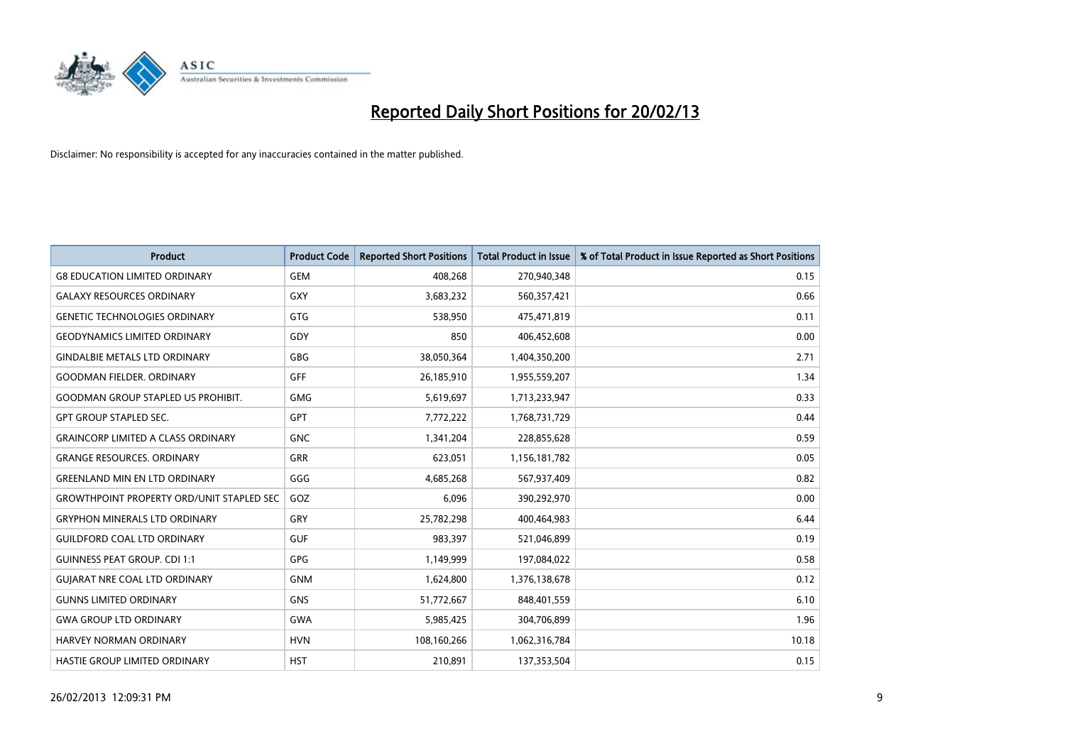# Reported Daily Short Positions for 20/02/13

Disclaimer: No responsibility is accepted for any inaccuracies contained in the matter published.

| Product | Product Code | Reported Short Positions | Total Product in Issue | % of Total Product in Issue Reported as Short Positions |
|---|---|---|---|---|
| G8 EDUCATION LIMITED ORDINARY | GEM | 408,268 | 270,940,348 | 0.15 |
| GALAXY RESOURCES ORDINARY | GXY | 3,683,232 | 560,357,421 | 0.66 |
| GENETIC TECHNOLOGIES ORDINARY | GTG | 538,950 | 475,471,819 | 0.11 |
| GEODYNAMICS LIMITED ORDINARY | GDY | 850 | 406,452,608 | 0.00 |
| GINDALBIE METALS LTD ORDINARY | GBG | 38,050,364 | 1,404,350,200 | 2.71 |
| GOODMAN FIELDER. ORDINARY | GFF | 26,185,910 | 1,955,559,207 | 1.34 |
| GOODMAN GROUP STAPLED US PROHIBIT. | GMG | 5,619,697 | 1,713,233,947 | 0.33 |
| GPT GROUP STAPLED SEC. | GPT | 7,772,222 | 1,768,731,729 | 0.44 |
| GRAINCORP LIMITED A CLASS ORDINARY | GNC | 1,341,204 | 228,855,628 | 0.59 |
| GRANGE RESOURCES. ORDINARY | GRR | 623,051 | 1,156,181,782 | 0.05 |
| GREENLAND MIN EN LTD ORDINARY | GGG | 4,685,268 | 567,937,409 | 0.82 |
| GROWTHPOINT PROPERTY ORD/UNIT STAPLED SEC | GOZ | 6,096 | 390,292,970 | 0.00 |
| GRYPHON MINERALS LTD ORDINARY | GRY | 25,782,298 | 400,464,983 | 6.44 |
| GUILDFORD COAL LTD ORDINARY | GUF | 983,397 | 521,046,899 | 0.19 |
| GUINNESS PEAT GROUP. CDI 1:1 | GPG | 1,149,999 | 197,084,022 | 0.58 |
| GUJARAT NRE COAL LTD ORDINARY | GNM | 1,624,800 | 1,376,138,678 | 0.12 |
| GUNNS LIMITED ORDINARY | GNS | 51,772,667 | 848,401,559 | 6.10 |
| GWA GROUP LTD ORDINARY | GWA | 5,985,425 | 304,706,899 | 1.96 |
| HARVEY NORMAN ORDINARY | HVN | 108,160,266 | 1,062,316,784 | 10.18 |
| HASTIE GROUP LIMITED ORDINARY | HST | 210,891 | 137,353,504 | 0.15 |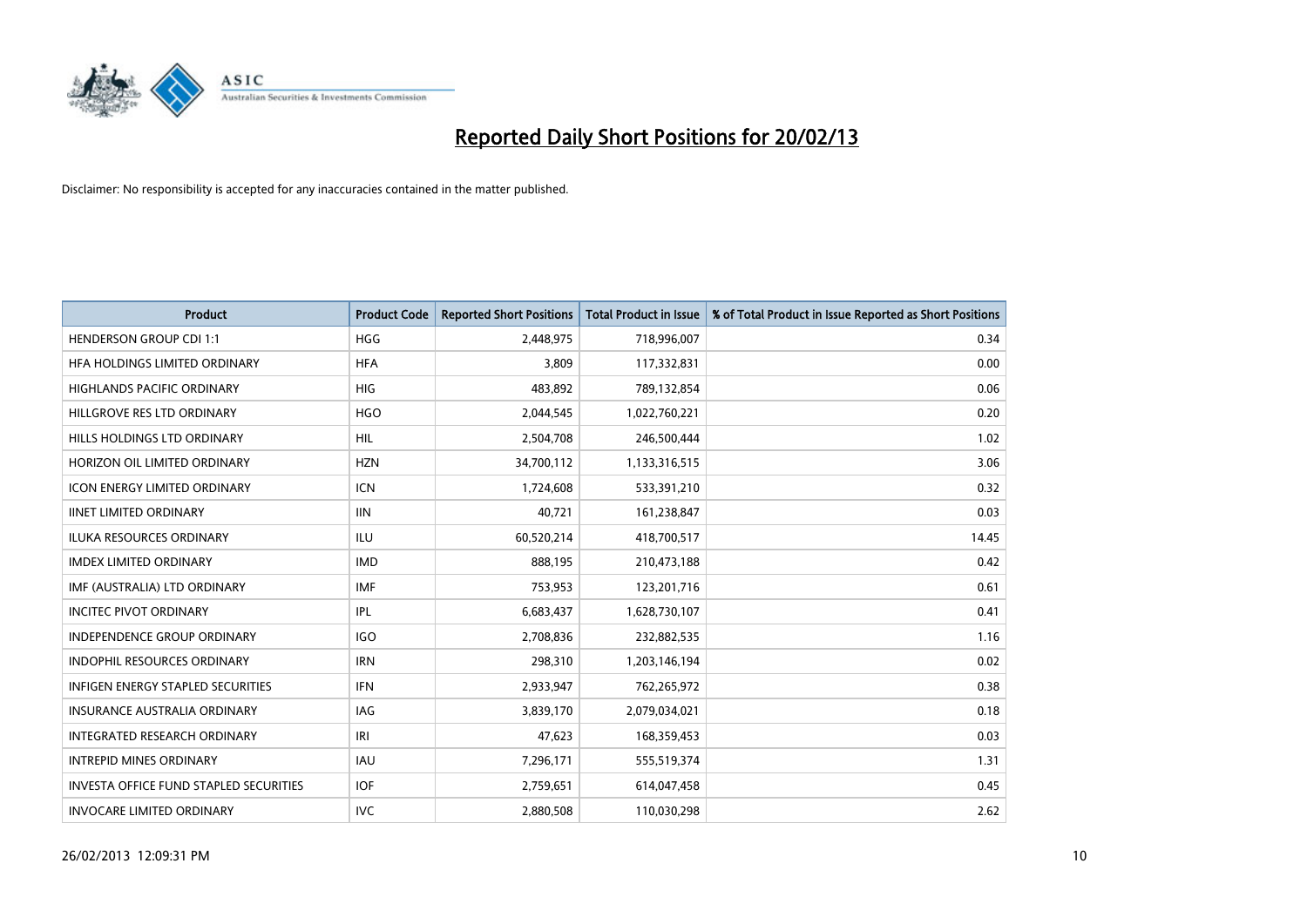# Reported Daily Short Positions for 20/02/13

Disclaimer: No responsibility is accepted for any inaccuracies contained in the matter published.

| Product | Product Code | Reported Short Positions | Total Product in Issue | % of Total Product in Issue Reported as Short Positions |
|---|---|---|---|---|
| HENDERSON GROUP CDI 1:1 | HGG | 2,448,975 | 718,996,007 | 0.34 |
| HFA HOLDINGS LIMITED ORDINARY | HFA | 3,809 | 117,332,831 | 0.00 |
| HIGHLANDS PACIFIC ORDINARY | HIG | 483,892 | 789,132,854 | 0.06 |
| HILLGROVE RES LTD ORDINARY | HGO | 2,044,545 | 1,022,760,221 | 0.20 |
| HILLS HOLDINGS LTD ORDINARY | HIL | 2,504,708 | 246,500,444 | 1.02 |
| HORIZON OIL LIMITED ORDINARY | HZN | 34,700,112 | 1,133,316,515 | 3.06 |
| ICON ENERGY LIMITED ORDINARY | ICN | 1,724,608 | 533,391,210 | 0.32 |
| IINET LIMITED ORDINARY | IIN | 40,721 | 161,238,847 | 0.03 |
| ILUKA RESOURCES ORDINARY | ILU | 60,520,214 | 418,700,517 | 14.45 |
| IMDEX LIMITED ORDINARY | IMD | 888,195 | 210,473,188 | 0.42 |
| IMF (AUSTRALIA) LTD ORDINARY | IMF | 753,953 | 123,201,716 | 0.61 |
| INCITEC PIVOT ORDINARY | IPL | 6,683,437 | 1,628,730,107 | 0.41 |
| INDEPENDENCE GROUP ORDINARY | IGO | 2,708,836 | 232,882,535 | 1.16 |
| INDOPHIL RESOURCES ORDINARY | IRN | 298,310 | 1,203,146,194 | 0.02 |
| INFIGEN ENERGY STAPLED SECURITIES | IFN | 2,933,947 | 762,265,972 | 0.38 |
| INSURANCE AUSTRALIA ORDINARY | IAG | 3,839,170 | 2,079,034,021 | 0.18 |
| INTEGRATED RESEARCH ORDINARY | IRI | 47,623 | 168,359,453 | 0.03 |
| INTREPID MINES ORDINARY | IAU | 7,296,171 | 555,519,374 | 1.31 |
| INVESTA OFFICE FUND STAPLED SECURITIES | IOF | 2,759,651 | 614,047,458 | 0.45 |
| INVOCARE LIMITED ORDINARY | IVC | 2,880,508 | 110,030,298 | 2.62 |

26/02/2013 12:09:31 PM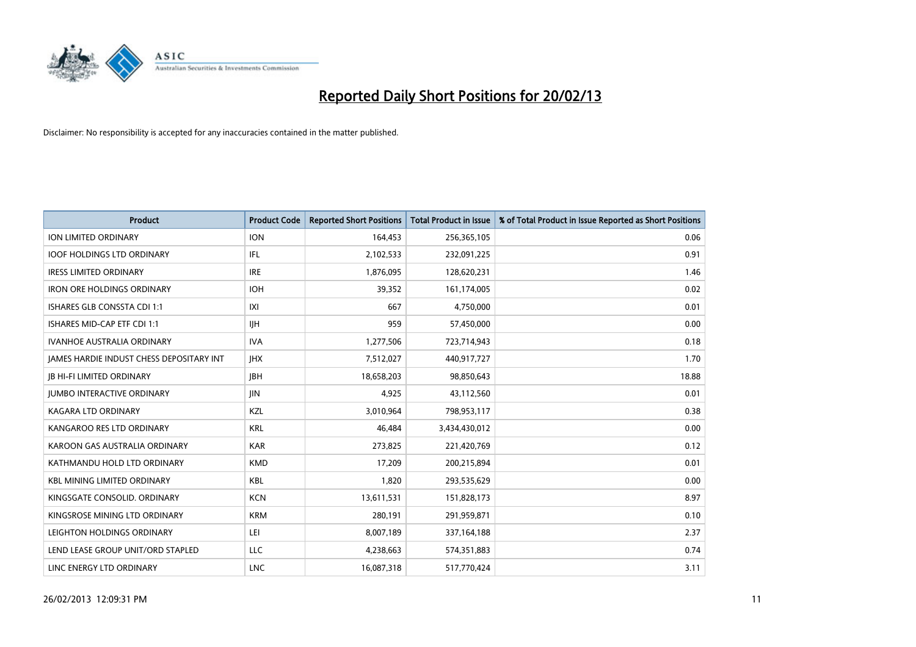# Reported Daily Short Positions for 20/02/13

Disclaimer: No responsibility is accepted for any inaccuracies contained in the matter published.

| Product | Product Code | Reported Short Positions | Total Product in Issue | % of Total Product in Issue Reported as Short Positions |
|---|---|---|---|---|
| ION LIMITED ORDINARY | ION | 164,453 | 256,365,105 | 0.06 |
| IOOF HOLDINGS LTD ORDINARY | IFL | 2,102,533 | 232,091,225 | 0.91 |
| IRESS LIMITED ORDINARY | IRE | 1,876,095 | 128,620,231 | 1.46 |
| IRON ORE HOLDINGS ORDINARY | IOH | 39,352 | 161,174,005 | 0.02 |
| ISHARES GLB CONSSTA CDI 1:1 | IXI | 667 | 4,750,000 | 0.01 |
| ISHARES MID-CAP ETF CDI 1:1 | IJH | 959 | 57,450,000 | 0.00 |
| IVANHOE AUSTRALIA ORDINARY | IVA | 1,277,506 | 723,714,943 | 0.18 |
| JAMES HARDIE INDUST CHESS DEPOSITARY INT | JHX | 7,512,027 | 440,917,727 | 1.70 |
| JB HI-FI LIMITED ORDINARY | JBH | 18,658,203 | 98,850,643 | 18.88 |
| JUMBO INTERACTIVE ORDINARY | JIN | 4,925 | 43,112,560 | 0.01 |
| KAGARA LTD ORDINARY | KZL | 3,010,964 | 798,953,117 | 0.38 |
| KANGAROO RES LTD ORDINARY | KRL | 46,484 | 3,434,430,012 | 0.00 |
| KAROON GAS AUSTRALIA ORDINARY | KAR | 273,825 | 221,420,769 | 0.12 |
| KATHMANDU HOLD LTD ORDINARY | KMD | 17,209 | 200,215,894 | 0.01 |
| KBL MINING LIMITED ORDINARY | KBL | 1,820 | 293,535,629 | 0.00 |
| KINGSGATE CONSOLID. ORDINARY | KCN | 13,611,531 | 151,828,173 | 8.97 |
| KINGSROSE MINING LTD ORDINARY | KRM | 280,191 | 291,959,871 | 0.10 |
| LEIGHTON HOLDINGS ORDINARY | LEI | 8,007,189 | 337,164,188 | 2.37 |
| LEND LEASE GROUP UNIT/ORD STAPLED | LLC | 4,238,663 | 574,351,883 | 0.74 |
| LINC ENERGY LTD ORDINARY | LNC | 16,087,318 | 517,770,424 | 3.11 |

26/02/2013 12:09:31 PM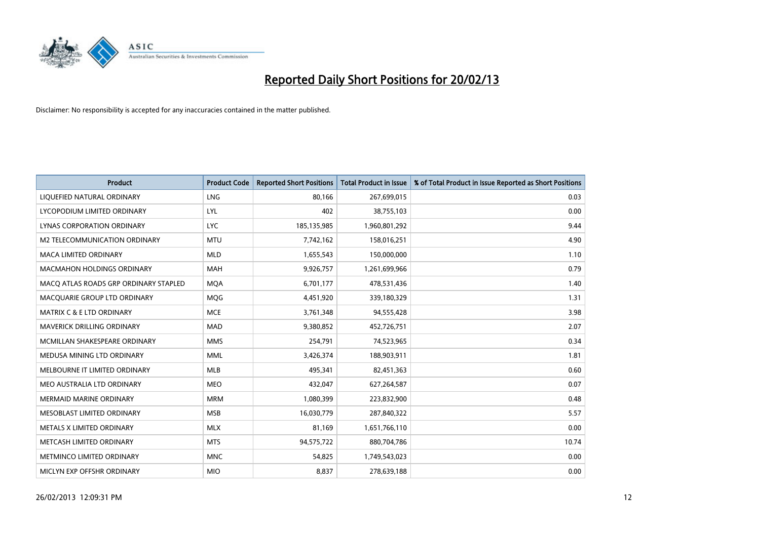# Reported Daily Short Positions for 20/02/13

Disclaimer: No responsibility is accepted for any inaccuracies contained in the matter published.

| Product | Product Code | Reported Short Positions | Total Product in Issue | % of Total Product in Issue Reported as Short Positions |
|---|---|---|---|---|
| LIQUEFIED NATURAL ORDINARY | LNG | 80,166 | 267,699,015 | 0.03 |
| LYCOPODIUM LIMITED ORDINARY | LYL | 402 | 38,755,103 | 0.00 |
| LYNAS CORPORATION ORDINARY | LYC | 185,135,985 | 1,960,801,292 | 9.44 |
| M2 TELECOMMUNICATION ORDINARY | MTU | 7,742,162 | 158,016,251 | 4.90 |
| MACA LIMITED ORDINARY | MLD | 1,655,543 | 150,000,000 | 1.10 |
| MACMAHON HOLDINGS ORDINARY | MAH | 9,926,757 | 1,261,699,966 | 0.79 |
| MACQ ATLAS ROADS GRP ORDINARY STAPLED | MQA | 6,701,177 | 478,531,436 | 1.40 |
| MACQUARIE GROUP LTD ORDINARY | MQG | 4,451,920 | 339,180,329 | 1.31 |
| MATRIX C & E LTD ORDINARY | MCE | 3,761,348 | 94,555,428 | 3.98 |
| MAVERICK DRILLING ORDINARY | MAD | 9,380,852 | 452,726,751 | 2.07 |
| MCMILLAN SHAKESPEARE ORDINARY | MMS | 254,791 | 74,523,965 | 0.34 |
| MEDUSA MINING LTD ORDINARY | MML | 3,426,374 | 188,903,911 | 1.81 |
| MELBOURNE IT LIMITED ORDINARY | MLB | 495,341 | 82,451,363 | 0.60 |
| MEO AUSTRALIA LTD ORDINARY | MEO | 432,047 | 627,264,587 | 0.07 |
| MERMAID MARINE ORDINARY | MRM | 1,080,399 | 223,832,900 | 0.48 |
| MESOBLAST LIMITED ORDINARY | MSB | 16,030,779 | 287,840,322 | 5.57 |
| METALS X LIMITED ORDINARY | MLX | 81,169 | 1,651,766,110 | 0.00 |
| METCASH LIMITED ORDINARY | MTS | 94,575,722 | 880,704,786 | 10.74 |
| METMINCO LIMITED ORDINARY | MNC | 54,825 | 1,749,543,023 | 0.00 |
| MICLYN EXP OFFSHR ORDINARY | MIO | 8,837 | 278,639,188 | 0.00 |

26/02/2013 12:09:31 PM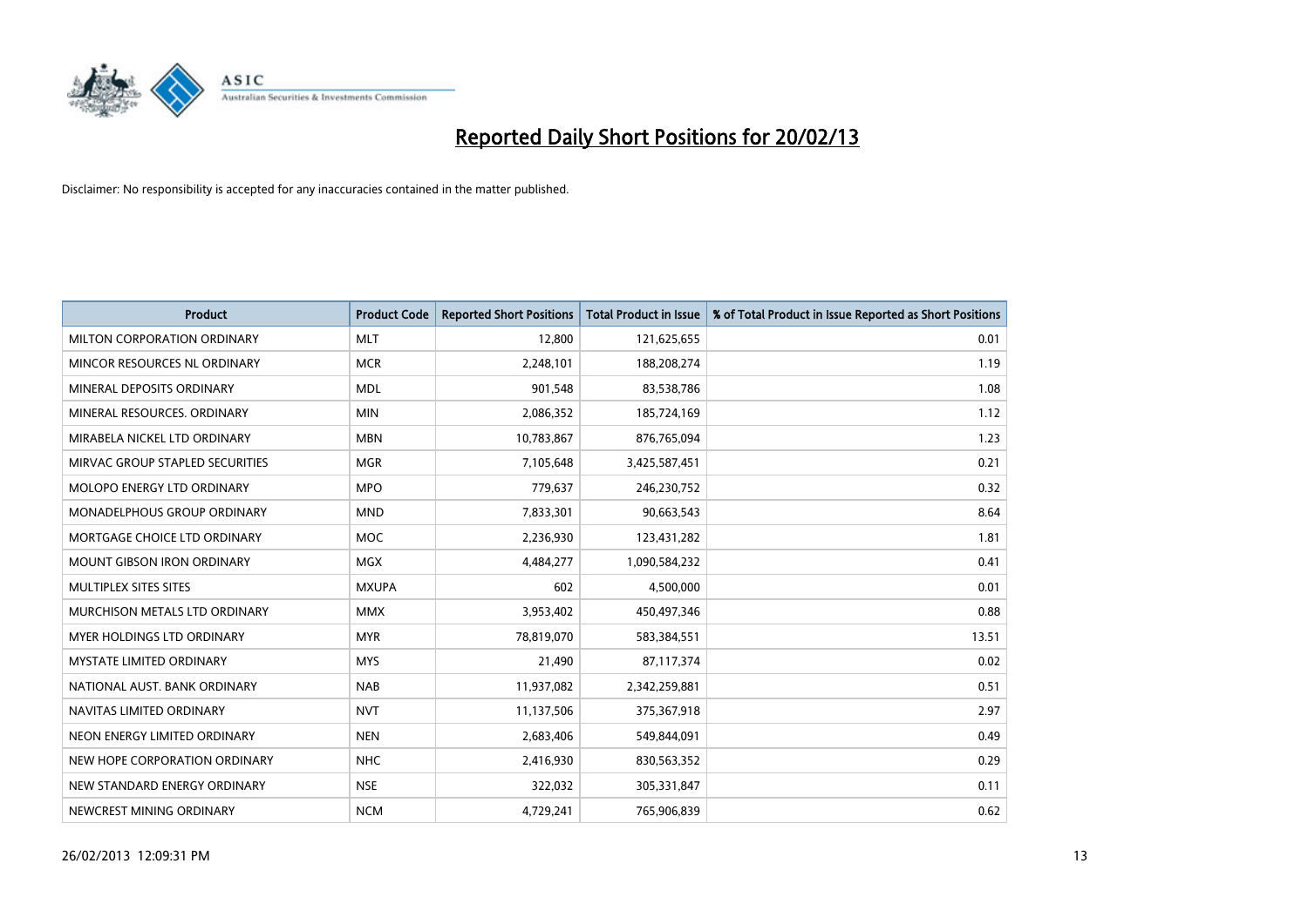# Reported Daily Short Positions for 20/02/13

Disclaimer: No responsibility is accepted for any inaccuracies contained in the matter published.

| Product | Product Code | Reported Short Positions | Total Product in Issue | % of Total Product in Issue Reported as Short Positions |
|---|---|---|---|---|
| MILTON CORPORATION ORDINARY | MLT | 12,800 | 121,625,655 | 0.01 |
| MINCOR RESOURCES NL ORDINARY | MCR | 2,248,101 | 188,208,274 | 1.19 |
| MINERAL DEPOSITS ORDINARY | MDL | 901,548 | 83,538,786 | 1.08 |
| MINERAL RESOURCES. ORDINARY | MIN | 2,086,352 | 185,724,169 | 1.12 |
| MIRABELA NICKEL LTD ORDINARY | MBN | 10,783,867 | 876,765,094 | 1.23 |
| MIRVAC GROUP STAPLED SECURITIES | MGR | 7,105,648 | 3,425,587,451 | 0.21 |
| MOLOPO ENERGY LTD ORDINARY | MPO | 779,637 | 246,230,752 | 0.32 |
| MONADELPHOUS GROUP ORDINARY | MND | 7,833,301 | 90,663,543 | 8.64 |
| MORTGAGE CHOICE LTD ORDINARY | MOC | 2,236,930 | 123,431,282 | 1.81 |
| MOUNT GIBSON IRON ORDINARY | MGX | 4,484,277 | 1,090,584,232 | 0.41 |
| MULTIPLEX SITES SITES | MXUPA | 602 | 4,500,000 | 0.01 |
| MURCHISON METALS LTD ORDINARY | MMX | 3,953,402 | 450,497,346 | 0.88 |
| MYER HOLDINGS LTD ORDINARY | MYR | 78,819,070 | 583,384,551 | 13.51 |
| MYSTATE LIMITED ORDINARY | MYS | 21,490 | 87,117,374 | 0.02 |
| NATIONAL AUST. BANK ORDINARY | NAB | 11,937,082 | 2,342,259,881 | 0.51 |
| NAVITAS LIMITED ORDINARY | NVT | 11,137,506 | 375,367,918 | 2.97 |
| NEON ENERGY LIMITED ORDINARY | NEN | 2,683,406 | 549,844,091 | 0.49 |
| NEW HOPE CORPORATION ORDINARY | NHC | 2,416,930 | 830,563,352 | 0.29 |
| NEW STANDARD ENERGY ORDINARY | NSE | 322,032 | 305,331,847 | 0.11 |
| NEWCREST MINING ORDINARY | NCM | 4,729,241 | 765,906,839 | 0.62 |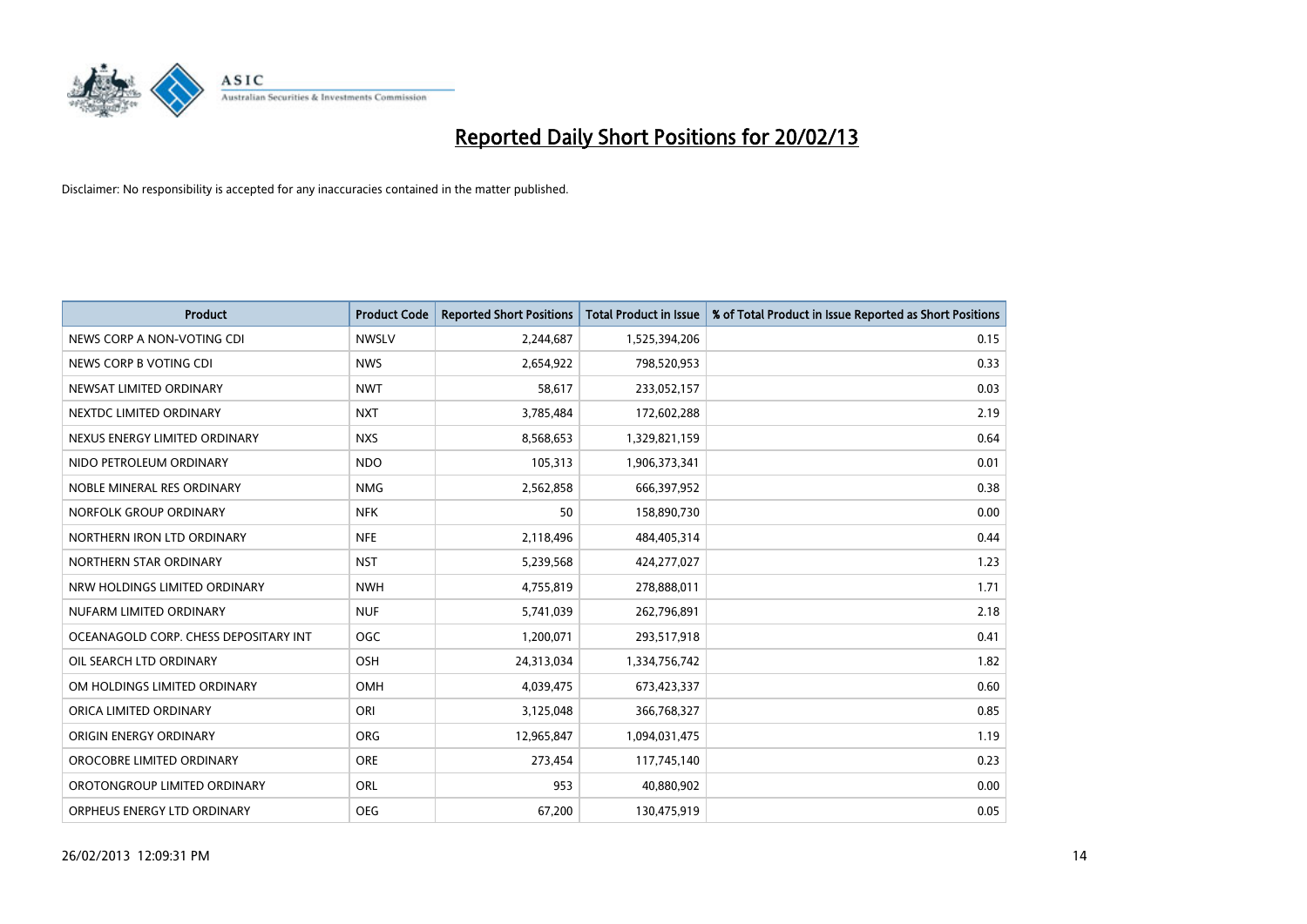# Reported Daily Short Positions for 20/02/13

Disclaimer: No responsibility is accepted for any inaccuracies contained in the matter published.

| Product | Product Code | Reported Short Positions | Total Product in Issue | % of Total Product in Issue Reported as Short Positions |
|---|---|---|---|---|
| NEWS CORP A NON-VOTING CDI | NWSLV | 2,244,687 | 1,525,394,206 | 0.15 |
| NEWS CORP B VOTING CDI | NWS | 2,654,922 | 798,520,953 | 0.33 |
| NEWSAT LIMITED ORDINARY | NWT | 58,617 | 233,052,157 | 0.03 |
| NEXTDC LIMITED ORDINARY | NXT | 3,785,484 | 172,602,288 | 2.19 |
| NEXUS ENERGY LIMITED ORDINARY | NXS | 8,568,653 | 1,329,821,159 | 0.64 |
| NIDO PETROLEUM ORDINARY | NDO | 105,313 | 1,906,373,341 | 0.01 |
| NOBLE MINERAL RES ORDINARY | NMG | 2,562,858 | 666,397,952 | 0.38 |
| NORFOLK GROUP ORDINARY | NFK | 50 | 158,890,730 | 0.00 |
| NORTHERN IRON LTD ORDINARY | NFE | 2,118,496 | 484,405,314 | 0.44 |
| NORTHERN STAR ORDINARY | NST | 5,239,568 | 424,277,027 | 1.23 |
| NRW HOLDINGS LIMITED ORDINARY | NWH | 4,755,819 | 278,888,011 | 1.71 |
| NUFARM LIMITED ORDINARY | NUF | 5,741,039 | 262,796,891 | 2.18 |
| OCEANAGOLD CORP. CHESS DEPOSITARY INT | OGC | 1,200,071 | 293,517,918 | 0.41 |
| OIL SEARCH LTD ORDINARY | OSH | 24,313,034 | 1,334,756,742 | 1.82 |
| OM HOLDINGS LIMITED ORDINARY | OMH | 4,039,475 | 673,423,337 | 0.60 |
| ORICA LIMITED ORDINARY | ORI | 3,125,048 | 366,768,327 | 0.85 |
| ORIGIN ENERGY ORDINARY | ORG | 12,965,847 | 1,094,031,475 | 1.19 |
| OROCOBRE LIMITED ORDINARY | ORE | 273,454 | 117,745,140 | 0.23 |
| OROTONGROUP LIMITED ORDINARY | ORL | 953 | 40,880,902 | 0.00 |
| ORPHEUS ENERGY LTD ORDINARY | OEG | 67,200 | 130,475,919 | 0.05 |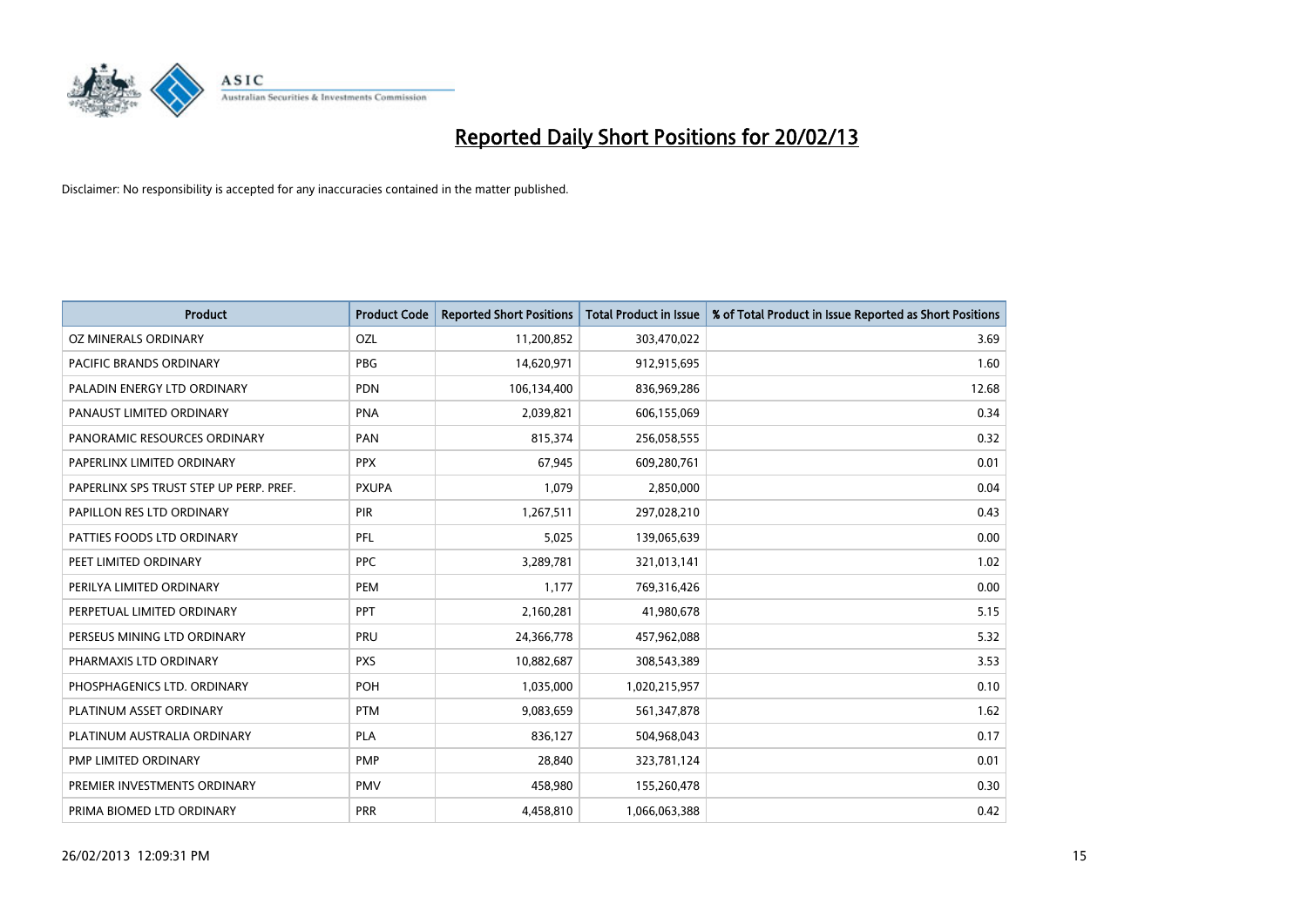# Reported Daily Short Positions for 20/02/13

Disclaimer: No responsibility is accepted for any inaccuracies contained in the matter published.

| Product | Product Code | Reported Short Positions | Total Product in Issue | % of Total Product in Issue Reported as Short Positions |
|---|---|---|---|---|
| OZ MINERALS ORDINARY | OZL | 11,200,852 | 303,470,022 | 3.69 |
| PACIFIC BRANDS ORDINARY | PBG | 14,620,971 | 912,915,695 | 1.60 |
| PALADIN ENERGY LTD ORDINARY | PDN | 106,134,400 | 836,969,286 | 12.68 |
| PANAUST LIMITED ORDINARY | PNA | 2,039,821 | 606,155,069 | 0.34 |
| PANORAMIC RESOURCES ORDINARY | PAN | 815,374 | 256,058,555 | 0.32 |
| PAPERLINX LIMITED ORDINARY | PPX | 67,945 | 609,280,761 | 0.01 |
| PAPERLINX SPS TRUST STEP UP PERP. PREF. | PXUPA | 1,079 | 2,850,000 | 0.04 |
| PAPILLON RES LTD ORDINARY | PIR | 1,267,511 | 297,028,210 | 0.43 |
| PATTIES FOODS LTD ORDINARY | PFL | 5,025 | 139,065,639 | 0.00 |
| PEET LIMITED ORDINARY | PPC | 3,289,781 | 321,013,141 | 1.02 |
| PERILYA LIMITED ORDINARY | PEM | 1,177 | 769,316,426 | 0.00 |
| PERPETUAL LIMITED ORDINARY | PPT | 2,160,281 | 41,980,678 | 5.15 |
| PERSEUS MINING LTD ORDINARY | PRU | 24,366,778 | 457,962,088 | 5.32 |
| PHARMAXIS LTD ORDINARY | PXS | 10,882,687 | 308,543,389 | 3.53 |
| PHOSPHAGENICS LTD. ORDINARY | POH | 1,035,000 | 1,020,215,957 | 0.10 |
| PLATINUM ASSET ORDINARY | PTM | 9,083,659 | 561,347,878 | 1.62 |
| PLATINUM AUSTRALIA ORDINARY | PLA | 836,127 | 504,968,043 | 0.17 |
| PMP LIMITED ORDINARY | PMP | 28,840 | 323,781,124 | 0.01 |
| PREMIER INVESTMENTS ORDINARY | PMV | 458,980 | 155,260,478 | 0.30 |
| PRIMA BIOMED LTD ORDINARY | PRR | 4,458,810 | 1,066,063,388 | 0.42 |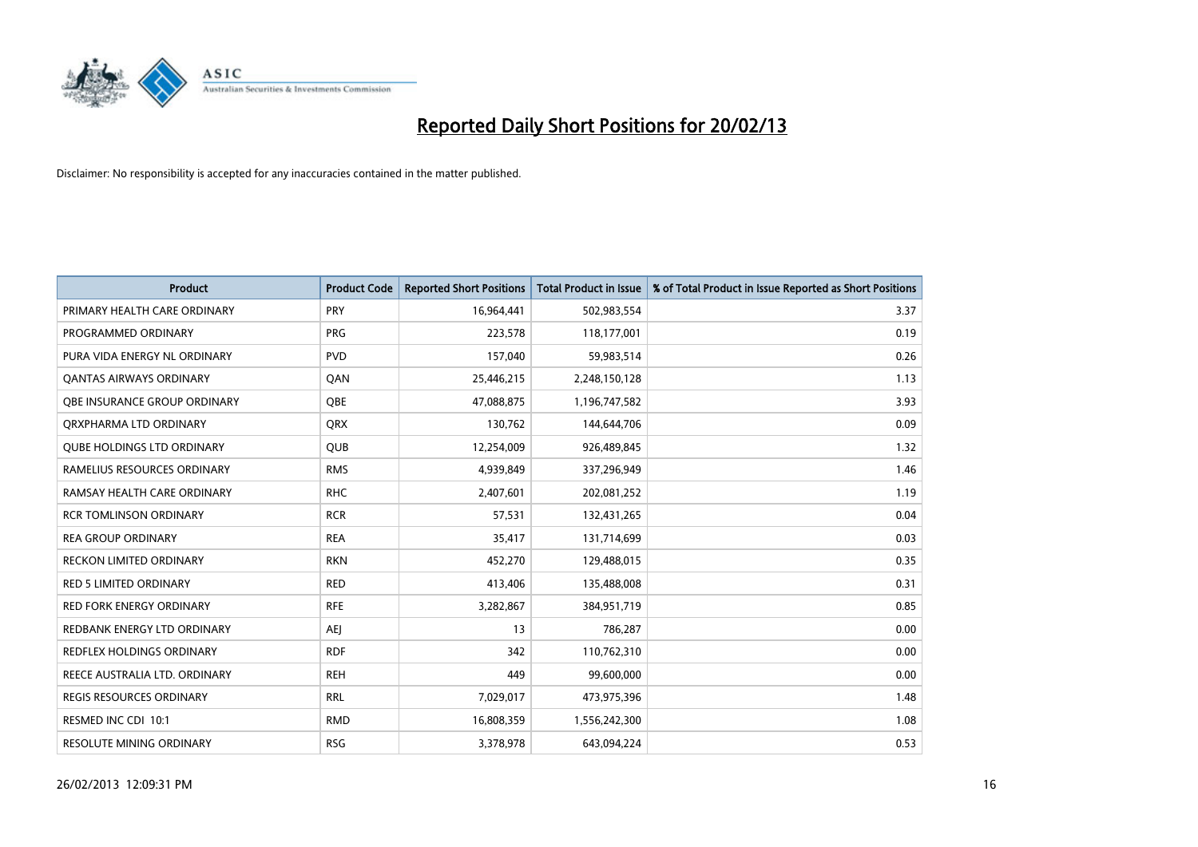# Reported Daily Short Positions for 20/02/13

Disclaimer: No responsibility is accepted for any inaccuracies contained in the matter published.

| Product | Product Code | Reported Short Positions | Total Product in Issue | % of Total Product in Issue Reported as Short Positions |
|---|---|---|---|---|
| PRIMARY HEALTH CARE ORDINARY | PRY | 16,964,441 | 502,983,554 | 3.37 |
| PROGRAMMED ORDINARY | PRG | 223,578 | 118,177,001 | 0.19 |
| PURA VIDA ENERGY NL ORDINARY | PVD | 157,040 | 59,983,514 | 0.26 |
| QANTAS AIRWAYS ORDINARY | QAN | 25,446,215 | 2,248,150,128 | 1.13 |
| QBE INSURANCE GROUP ORDINARY | QBE | 47,088,875 | 1,196,747,582 | 3.93 |
| QRXPHARMA LTD ORDINARY | QRX | 130,762 | 144,644,706 | 0.09 |
| QUBE HOLDINGS LTD ORDINARY | QUB | 12,254,009 | 926,489,845 | 1.32 |
| RAMELIUS RESOURCES ORDINARY | RMS | 4,939,849 | 337,296,949 | 1.46 |
| RAMSAY HEALTH CARE ORDINARY | RHC | 2,407,601 | 202,081,252 | 1.19 |
| RCR TOMLINSON ORDINARY | RCR | 57,531 | 132,431,265 | 0.04 |
| REA GROUP ORDINARY | REA | 35,417 | 131,714,699 | 0.03 |
| RECKON LIMITED ORDINARY | RKN | 452,270 | 129,488,015 | 0.35 |
| RED 5 LIMITED ORDINARY | RED | 413,406 | 135,488,008 | 0.31 |
| RED FORK ENERGY ORDINARY | RFE | 3,282,867 | 384,951,719 | 0.85 |
| REDBANK ENERGY LTD ORDINARY | AEJ | 13 | 786,287 | 0.00 |
| REDFLEX HOLDINGS ORDINARY | RDF | 342 | 110,762,310 | 0.00 |
| REECE AUSTRALIA LTD. ORDINARY | REH | 449 | 99,600,000 | 0.00 |
| REGIS RESOURCES ORDINARY | RRL | 7,029,017 | 473,975,396 | 1.48 |
| RESMED INC CDI 10:1 | RMD | 16,808,359 | 1,556,242,300 | 1.08 |
| RESOLUTE MINING ORDINARY | RSG | 3,378,978 | 643,094,224 | 0.53 |

26/02/2013 12:09:31 PM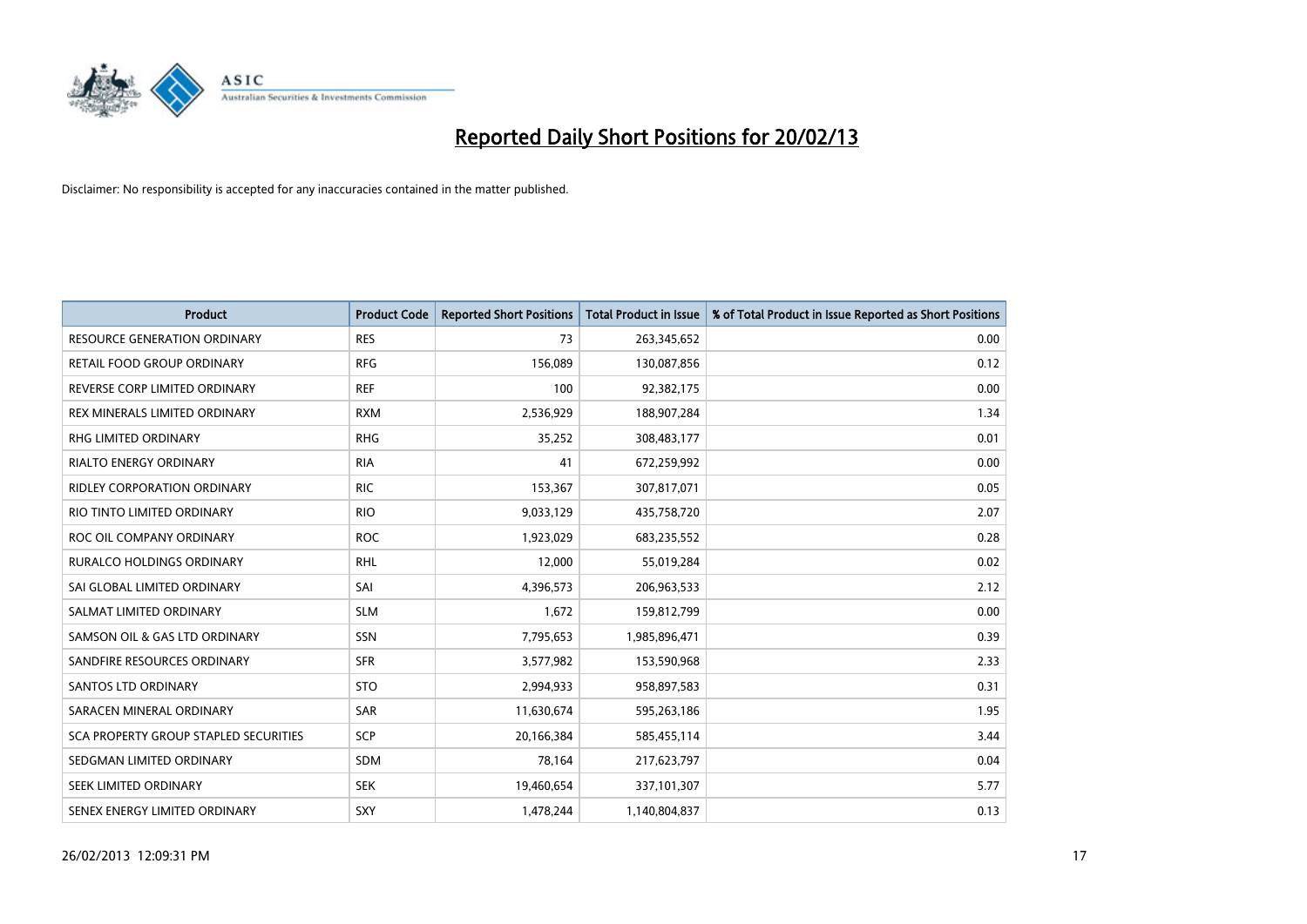# Reported Daily Short Positions for 20/02/13

Disclaimer: No responsibility is accepted for any inaccuracies contained in the matter published.

| Product | Product Code | Reported Short Positions | Total Product in Issue | % of Total Product in Issue Reported as Short Positions |
|---|---|---|---|---|
| RESOURCE GENERATION ORDINARY | RES | 73 | 263,345,652 | 0.00 |
| RETAIL FOOD GROUP ORDINARY | RFG | 156,089 | 130,087,856 | 0.12 |
| REVERSE CORP LIMITED ORDINARY | REF | 100 | 92,382,175 | 0.00 |
| REX MINERALS LIMITED ORDINARY | RXM | 2,536,929 | 188,907,284 | 1.34 |
| RHG LIMITED ORDINARY | RHG | 35,252 | 308,483,177 | 0.01 |
| RIALTO ENERGY ORDINARY | RIA | 41 | 672,259,992 | 0.00 |
| RIDLEY CORPORATION ORDINARY | RIC | 153,367 | 307,817,071 | 0.05 |
| RIO TINTO LIMITED ORDINARY | RIO | 9,033,129 | 435,758,720 | 2.07 |
| ROC OIL COMPANY ORDINARY | ROC | 1,923,029 | 683,235,552 | 0.28 |
| RURALCO HOLDINGS ORDINARY | RHL | 12,000 | 55,019,284 | 0.02 |
| SAI GLOBAL LIMITED ORDINARY | SAI | 4,396,573 | 206,963,533 | 2.12 |
| SALMAT LIMITED ORDINARY | SLM | 1,672 | 159,812,799 | 0.00 |
| SAMSON OIL & GAS LTD ORDINARY | SSN | 7,795,653 | 1,985,896,471 | 0.39 |
| SANDFIRE RESOURCES ORDINARY | SFR | 3,577,982 | 153,590,968 | 2.33 |
| SANTOS LTD ORDINARY | STO | 2,994,933 | 958,897,583 | 0.31 |
| SARACEN MINERAL ORDINARY | SAR | 11,630,674 | 595,263,186 | 1.95 |
| SCA PROPERTY GROUP STAPLED SECURITIES | SCP | 20,166,384 | 585,455,114 | 3.44 |
| SEDGMAN LIMITED ORDINARY | SDM | 78,164 | 217,623,797 | 0.04 |
| SEEK LIMITED ORDINARY | SEK | 19,460,654 | 337,101,307 | 5.77 |
| SENEX ENERGY LIMITED ORDINARY | SXY | 1,478,244 | 1,140,804,837 | 0.13 |

26/02/2013 12:09:31 PM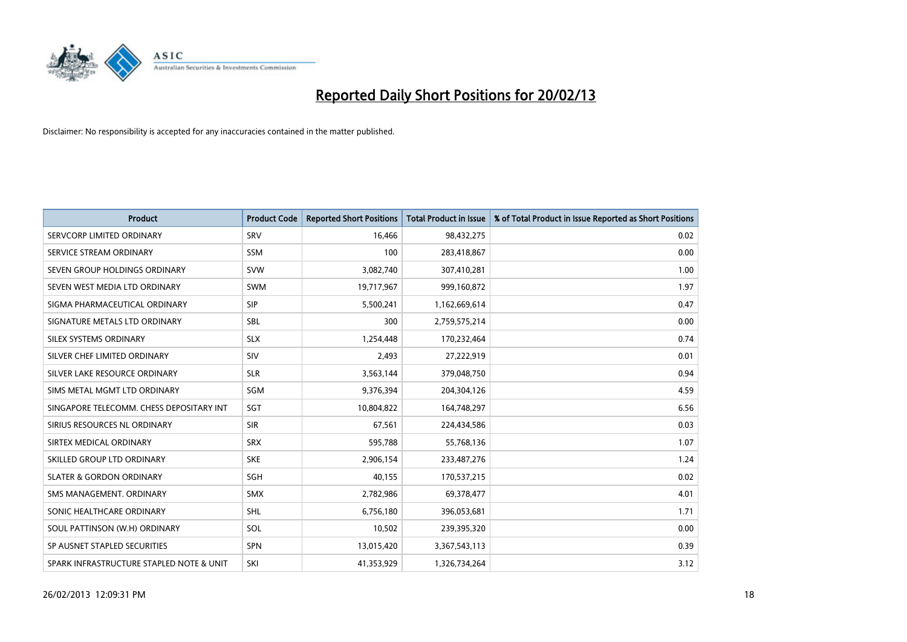# Reported Daily Short Positions for 20/02/13

Disclaimer: No responsibility is accepted for any inaccuracies contained in the matter published.

| Product | Product Code | Reported Short Positions | Total Product in Issue | % of Total Product in Issue Reported as Short Positions |
|---|---|---|---|---|
| SERVCORP LIMITED ORDINARY | SRV | 16,466 | 98,432,275 | 0.02 |
| SERVICE STREAM ORDINARY | SSM | 100 | 283,418,867 | 0.00 |
| SEVEN GROUP HOLDINGS ORDINARY | SVW | 3,082,740 | 307,410,281 | 1.00 |
| SEVEN WEST MEDIA LTD ORDINARY | SWM | 19,717,967 | 999,160,872 | 1.97 |
| SIGMA PHARMACEUTICAL ORDINARY | SIP | 5,500,241 | 1,162,669,614 | 0.47 |
| SIGNATURE METALS LTD ORDINARY | SBL | 300 | 2,759,575,214 | 0.00 |
| SILEX SYSTEMS ORDINARY | SLX | 1,254,448 | 170,232,464 | 0.74 |
| SILVER CHEF LIMITED ORDINARY | SIV | 2,493 | 27,222,919 | 0.01 |
| SILVER LAKE RESOURCE ORDINARY | SLR | 3,563,144 | 379,048,750 | 0.94 |
| SIMS METAL MGMT LTD ORDINARY | SGM | 9,376,394 | 204,304,126 | 4.59 |
| SINGAPORE TELECOMM. CHESS DEPOSITARY INT | SGT | 10,804,822 | 164,748,297 | 6.56 |
| SIRIUS RESOURCES NL ORDINARY | SIR | 67,561 | 224,434,586 | 0.03 |
| SIRTEX MEDICAL ORDINARY | SRX | 595,788 | 55,768,136 | 1.07 |
| SKILLED GROUP LTD ORDINARY | SKE | 2,906,154 | 233,487,276 | 1.24 |
| SLATER & GORDON ORDINARY | SGH | 40,155 | 170,537,215 | 0.02 |
| SMS MANAGEMENT. ORDINARY | SMX | 2,782,986 | 69,378,477 | 4.01 |
| SONIC HEALTHCARE ORDINARY | SHL | 6,756,180 | 396,053,681 | 1.71 |
| SOUL PATTINSON (W.H) ORDINARY | SOL | 10,502 | 239,395,320 | 0.00 |
| SP AUSNET STAPLED SECURITIES | SPN | 13,015,420 | 3,367,543,113 | 0.39 |
| SPARK INFRASTRUCTURE STAPLED NOTE & UNIT | SKI | 41,353,929 | 1,326,734,264 | 3.12 |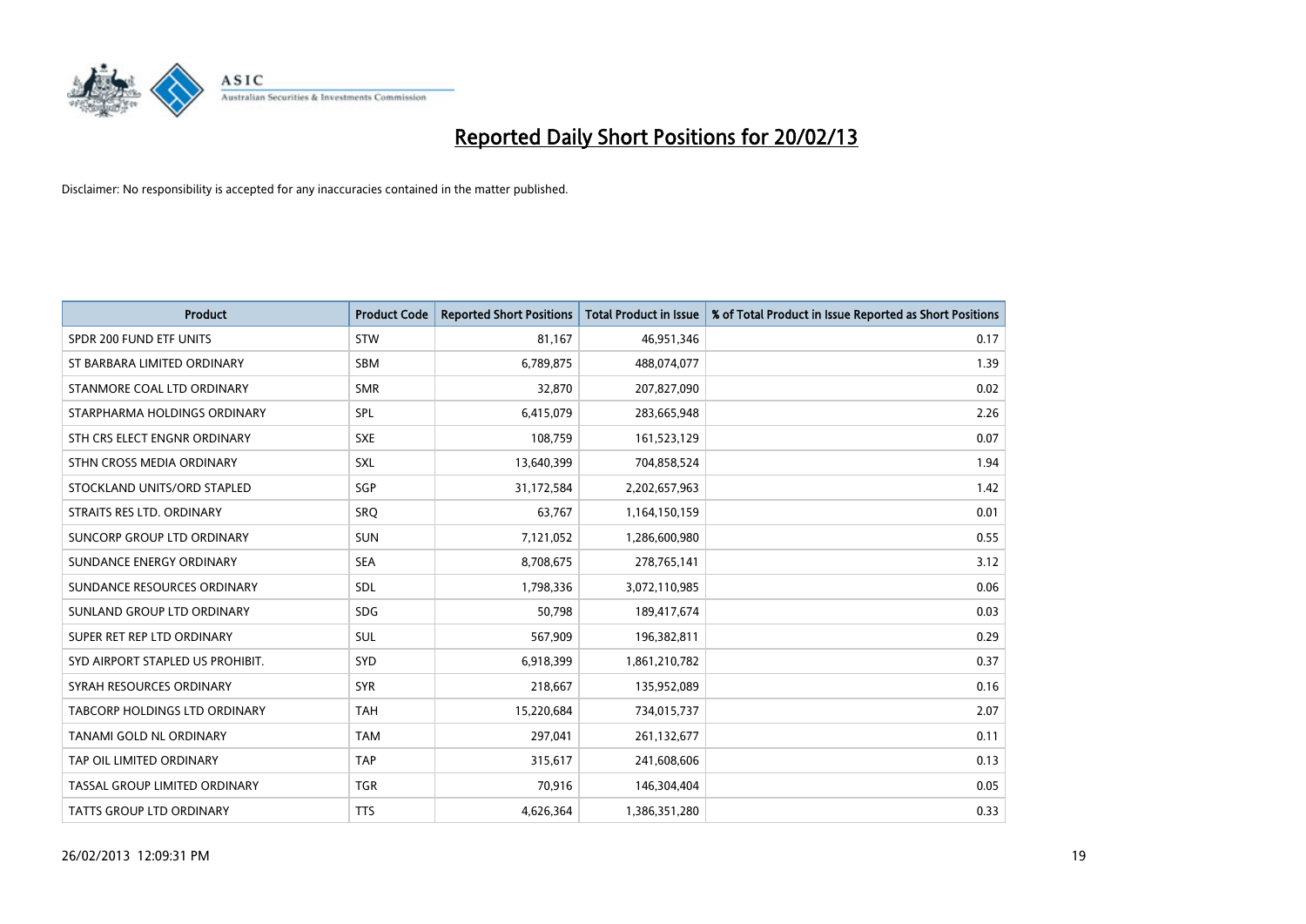# Reported Daily Short Positions for 20/02/13

Disclaimer: No responsibility is accepted for any inaccuracies contained in the matter published.

| Product | Product Code | Reported Short Positions | Total Product in Issue | % of Total Product in Issue Reported as Short Positions |
|---|---|---|---|---|
| SPDR 200 FUND ETF UNITS | STW | 81,167 | 46,951,346 | 0.17 |
| ST BARBARA LIMITED ORDINARY | SBM | 6,789,875 | 488,074,077 | 1.39 |
| STANMORE COAL LTD ORDINARY | SMR | 32,870 | 207,827,090 | 0.02 |
| STARPHARMA HOLDINGS ORDINARY | SPL | 6,415,079 | 283,665,948 | 2.26 |
| STH CRS ELECT ENGNR ORDINARY | SXE | 108,759 | 161,523,129 | 0.07 |
| STHN CROSS MEDIA ORDINARY | SXL | 13,640,399 | 704,858,524 | 1.94 |
| STOCKLAND UNITS/ORD STAPLED | SGP | 31,172,584 | 2,202,657,963 | 1.42 |
| STRAITS RES LTD. ORDINARY | SRQ | 63,767 | 1,164,150,159 | 0.01 |
| SUNCORP GROUP LTD ORDINARY | SUN | 7,121,052 | 1,286,600,980 | 0.55 |
| SUNDANCE ENERGY ORDINARY | SEA | 8,708,675 | 278,765,141 | 3.12 |
| SUNDANCE RESOURCES ORDINARY | SDL | 1,798,336 | 3,072,110,985 | 0.06 |
| SUNLAND GROUP LTD ORDINARY | SDG | 50,798 | 189,417,674 | 0.03 |
| SUPER RET REP LTD ORDINARY | SUL | 567,909 | 196,382,811 | 0.29 |
| SYD AIRPORT STAPLED US PROHIBIT. | SYD | 6,918,399 | 1,861,210,782 | 0.37 |
| SYRAH RESOURCES ORDINARY | SYR | 218,667 | 135,952,089 | 0.16 |
| TABCORP HOLDINGS LTD ORDINARY | TAH | 15,220,684 | 734,015,737 | 2.07 |
| TANAMI GOLD NL ORDINARY | TAM | 297,041 | 261,132,677 | 0.11 |
| TAP OIL LIMITED ORDINARY | TAP | 315,617 | 241,608,606 | 0.13 |
| TASSAL GROUP LIMITED ORDINARY | TGR | 70,916 | 146,304,404 | 0.05 |
| TATTS GROUP LTD ORDINARY | TTS | 4,626,364 | 1,386,351,280 | 0.33 |

26/02/2013 12:09:31 PM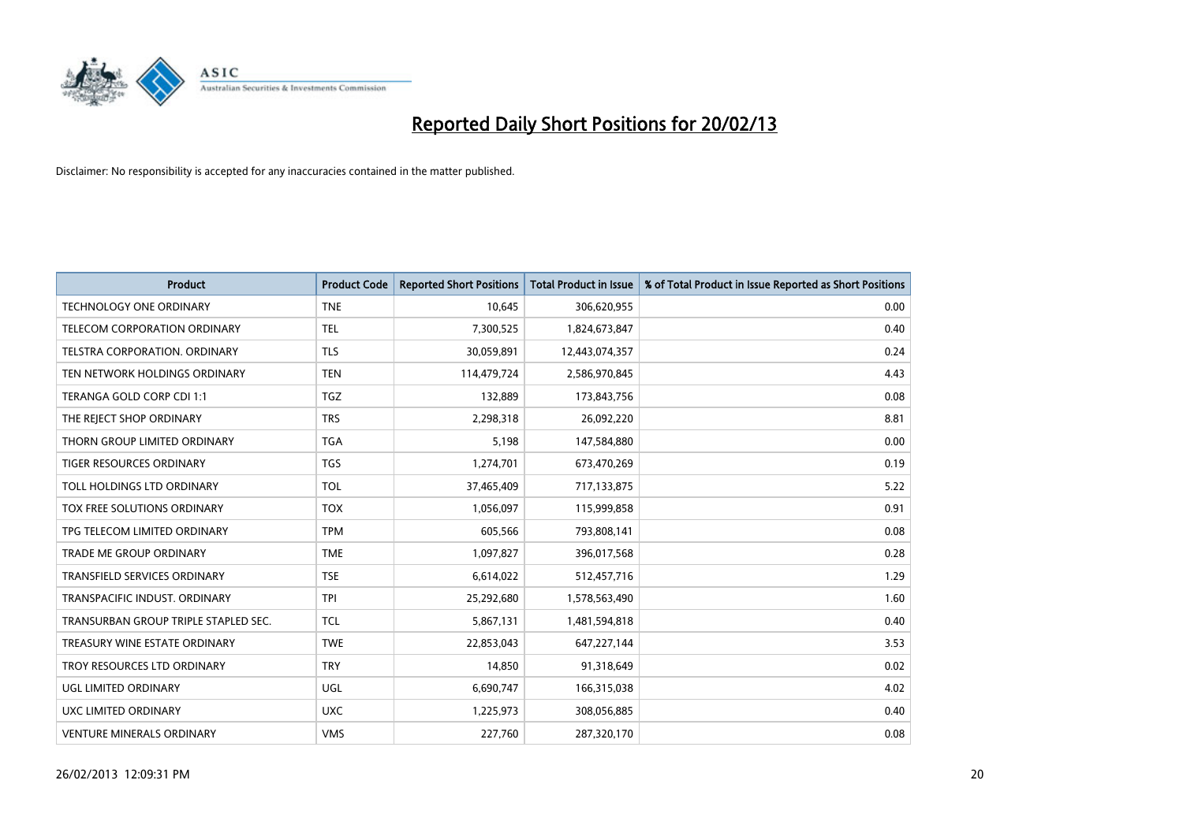# Reported Daily Short Positions for 20/02/13

Disclaimer: No responsibility is accepted for any inaccuracies contained in the matter published.

| Product | Product Code | Reported Short Positions | Total Product in Issue | % of Total Product in Issue Reported as Short Positions |
|---|---|---|---|---|
| TECHNOLOGY ONE ORDINARY | TNE | 10,645 | 306,620,955 | 0.00 |
| TELECOM CORPORATION ORDINARY | TEL | 7,300,525 | 1,824,673,847 | 0.40 |
| TELSTRA CORPORATION. ORDINARY | TLS | 30,059,891 | 12,443,074,357 | 0.24 |
| TEN NETWORK HOLDINGS ORDINARY | TEN | 114,479,724 | 2,586,970,845 | 4.43 |
| TERANGA GOLD CORP CDI 1:1 | TGZ | 132,889 | 173,843,756 | 0.08 |
| THE REJECT SHOP ORDINARY | TRS | 2,298,318 | 26,092,220 | 8.81 |
| THORN GROUP LIMITED ORDINARY | TGA | 5,198 | 147,584,880 | 0.00 |
| TIGER RESOURCES ORDINARY | TGS | 1,274,701 | 673,470,269 | 0.19 |
| TOLL HOLDINGS LTD ORDINARY | TOL | 37,465,409 | 717,133,875 | 5.22 |
| TOX FREE SOLUTIONS ORDINARY | TOX | 1,056,097 | 115,999,858 | 0.91 |
| TPG TELECOM LIMITED ORDINARY | TPM | 605,566 | 793,808,141 | 0.08 |
| TRADE ME GROUP ORDINARY | TME | 1,097,827 | 396,017,568 | 0.28 |
| TRANSFIELD SERVICES ORDINARY | TSE | 6,614,022 | 512,457,716 | 1.29 |
| TRANSPACIFIC INDUST. ORDINARY | TPI | 25,292,680 | 1,578,563,490 | 1.60 |
| TRANSURBAN GROUP TRIPLE STAPLED SEC. | TCL | 5,867,131 | 1,481,594,818 | 0.40 |
| TREASURY WINE ESTATE ORDINARY | TWE | 22,853,043 | 647,227,144 | 3.53 |
| TROY RESOURCES LTD ORDINARY | TRY | 14,850 | 91,318,649 | 0.02 |
| UGL LIMITED ORDINARY | UGL | 6,690,747 | 166,315,038 | 4.02 |
| UXC LIMITED ORDINARY | UXC | 1,225,973 | 308,056,885 | 0.40 |
| VENTURE MINERALS ORDINARY | VMS | 227,760 | 287,320,170 | 0.08 |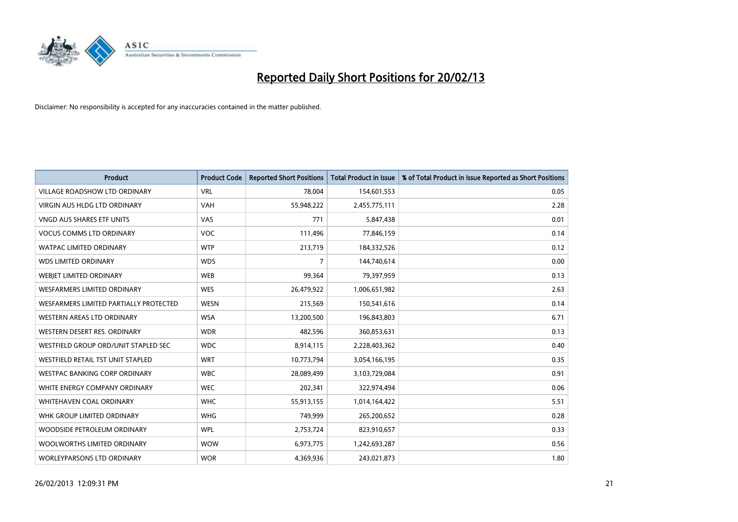# Reported Daily Short Positions for 20/02/13

Disclaimer: No responsibility is accepted for any inaccuracies contained in the matter published.

| Product | Product Code | Reported Short Positions | Total Product in Issue | % of Total Product in Issue Reported as Short Positions |
|---|---|---|---|---|
| VILLAGE ROADSHOW LTD ORDINARY | VRL | 78,004 | 154,601,553 | 0.05 |
| VIRGIN AUS HLDG LTD ORDINARY | VAH | 55,948,222 | 2,455,775,111 | 2.28 |
| VNGD AUS SHARES ETF UNITS | VAS | 771 | 5,847,438 | 0.01 |
| VOCUS COMMS LTD ORDINARY | VOC | 111,496 | 77,846,159 | 0.14 |
| WATPAC LIMITED ORDINARY | WTP | 213,719 | 184,332,526 | 0.12 |
| WDS LIMITED ORDINARY | WDS | 7 | 144,740,614 | 0.00 |
| WEBJET LIMITED ORDINARY | WEB | 99,364 | 79,397,959 | 0.13 |
| WESFARMERS LIMITED ORDINARY | WES | 26,479,922 | 1,006,651,982 | 2.63 |
| WESFARMERS LIMITED PARTIALLY PROTECTED | WESN | 215,569 | 150,541,616 | 0.14 |
| WESTERN AREAS LTD ORDINARY | WSA | 13,200,500 | 196,843,803 | 6.71 |
| WESTERN DESERT RES. ORDINARY | WDR | 482,596 | 360,853,631 | 0.13 |
| WESTFIELD GROUP ORD/UNIT STAPLED SEC | WDC | 8,914,115 | 2,228,403,362 | 0.40 |
| WESTFIELD RETAIL TST UNIT STAPLED | WRT | 10,773,794 | 3,054,166,195 | 0.35 |
| WESTPAC BANKING CORP ORDINARY | WBC | 28,089,499 | 3,103,729,084 | 0.91 |
| WHITE ENERGY COMPANY ORDINARY | WEC | 202,341 | 322,974,494 | 0.06 |
| WHITEHAVEN COAL ORDINARY | WHC | 55,913,155 | 1,014,164,422 | 5.51 |
| WHK GROUP LIMITED ORDINARY | WHG | 749,999 | 265,200,652 | 0.28 |
| WOODSIDE PETROLEUM ORDINARY | WPL | 2,753,724 | 823,910,657 | 0.33 |
| WOOLWORTHS LIMITED ORDINARY | WOW | 6,973,775 | 1,242,693,287 | 0.56 |
| WORLEYPARSONS LTD ORDINARY | WOR | 4,369,936 | 243,021,873 | 1.80 |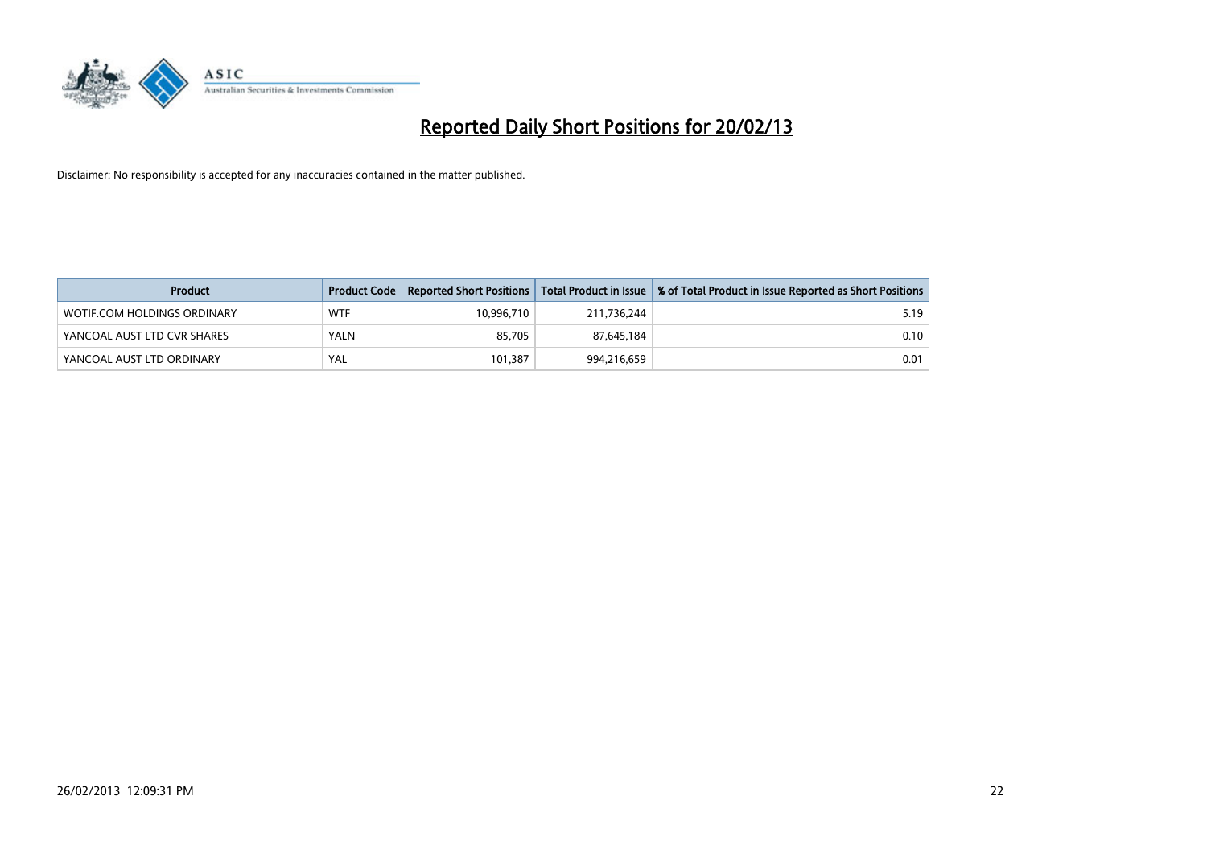# Reported Daily Short Positions for 20/02/13

Disclaimer: No responsibility is accepted for any inaccuracies contained in the matter published.

| Product | Product Code | Reported Short Positions | Total Product in Issue | % of Total Product in Issue Reported as Short Positions |
|---|---|---|---|---|
| WOTIF.COM HOLDINGS ORDINARY | WTF | 10,996,710 | 211,736,244 | 5.19 |
| YANCOAL AUST LTD CVR SHARES | YALN | 85,705 | 87,645,184 | 0.10 |
| YANCOAL AUST LTD ORDINARY | YAL | 101,387 | 994,216,659 | 0.01 |

26/02/2013 12:09:31 PM